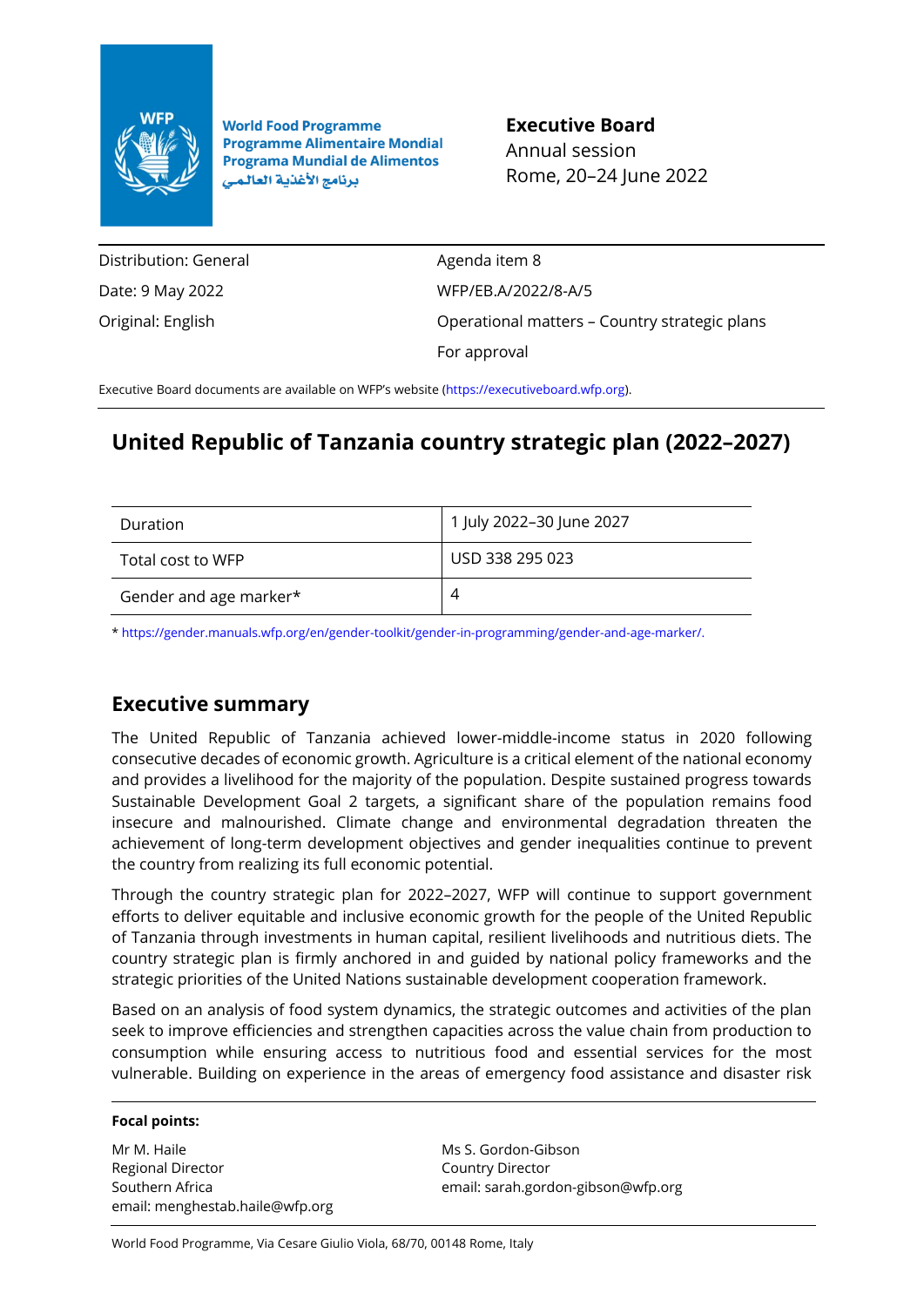World Food Programme
Programme Alimentaire Mondial
Programa Mundial de Alimentos
برنامج الأغذية العالمي

**Executive Board**
Annual session
Rome, 20–24 June 2022

| | |
|---|---|
| Distribution: General | Agenda item 8 |
| Date: 9 May 2022 | WFP/EB.A/2022/8-A/5 |
| Original: English | Operational matters – Country strategic plans |
| | For approval |

Executive Board documents are available on WFP's website (https://executiveboard.wfp.org).

# United Republic of Tanzania country strategic plan (2022–2027)

| | |
|---|---|
| Duration | 1 July 2022–30 June 2027 |
| Total cost to WFP | USD 338 295 023 |
| Gender and age marker* | 4 |

* https://gender.manuals.wfp.org/en/gender-toolkit/gender-in-programming/gender-and-age-marker/.

## Executive summary

The United Republic of Tanzania achieved lower-middle-income status in 2020 following consecutive decades of economic growth. Agriculture is a critical element of the national economy and provides a livelihood for the majority of the population. Despite sustained progress towards Sustainable Development Goal 2 targets, a significant share of the population remains food insecure and malnourished. Climate change and environmental degradation threaten the achievement of long-term development objectives and gender inequalities continue to prevent the country from realizing its full economic potential.

Through the country strategic plan for 2022–2027, WFP will continue to support government efforts to deliver equitable and inclusive economic growth for the people of the United Republic of Tanzania through investments in human capital, resilient livelihoods and nutritious diets. The country strategic plan is firmly anchored in and guided by national policy frameworks and the strategic priorities of the United Nations sustainable development cooperation framework.

Based on an analysis of food system dynamics, the strategic outcomes and activities of the plan seek to improve efficiencies and strengthen capacities across the value chain from production to consumption while ensuring access to nutritious food and essential services for the most vulnerable. Building on experience in the areas of emergency food assistance and disaster risk

**Focal points:**

Mr M. Haile
Regional Director
Southern Africa
email: menghestab.haile@wfp.org

Ms S. Gordon-Gibson
Country Director
email: sarah.gordon-gibson@wfp.org

World Food Programme, Via Cesare Giulio Viola, 68/70, 00148 Rome, Italy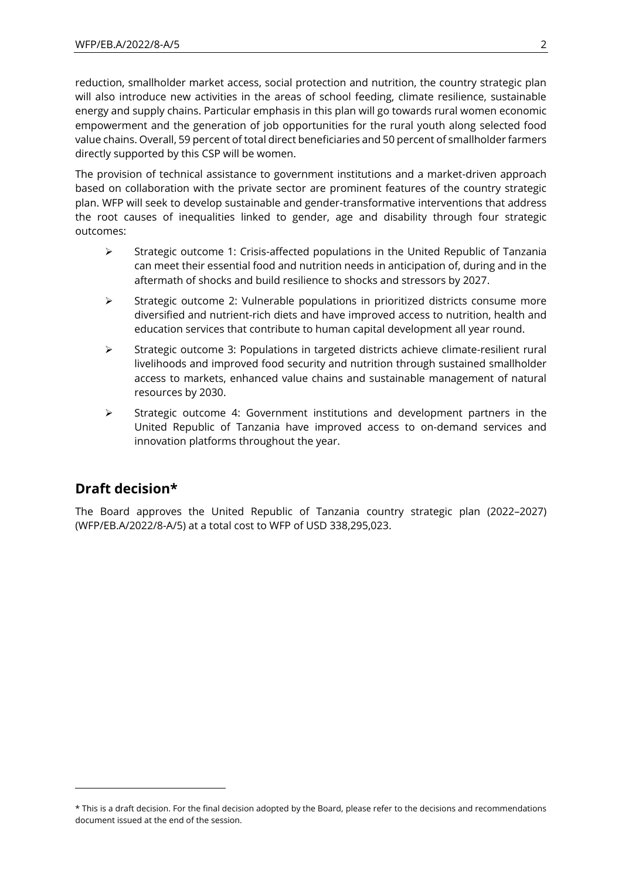reduction, smallholder market access, social protection and nutrition, the country strategic plan will also introduce new activities in the areas of school feeding, climate resilience, sustainable energy and supply chains. Particular emphasis in this plan will go towards rural women economic empowerment and the generation of job opportunities for the rural youth along selected food value chains. Overall, 59 percent of total direct beneficiaries and 50 percent of smallholder farmers directly supported by this CSP will be women.

The provision of technical assistance to government institutions and a market-driven approach based on collaboration with the private sector are prominent features of the country strategic plan. WFP will seek to develop sustainable and gender-transformative interventions that address the root causes of inequalities linked to gender, age and disability through four strategic outcomes:

- Strategic outcome 1: Crisis-affected populations in the United Republic of Tanzania can meet their essential food and nutrition needs in anticipation of, during and in the aftermath of shocks and build resilience to shocks and stressors by 2027.
- Strategic outcome 2: Vulnerable populations in prioritized districts consume more diversified and nutrient-rich diets and have improved access to nutrition, health and education services that contribute to human capital development all year round.
- Strategic outcome 3: Populations in targeted districts achieve climate-resilient rural livelihoods and improved food security and nutrition through sustained smallholder access to markets, enhanced value chains and sustainable management of natural resources by 2030.
- Strategic outcome 4: Government institutions and development partners in the United Republic of Tanzania have improved access to on-demand services and innovation platforms throughout the year.

## Draft decision*

The Board approves the United Republic of Tanzania country strategic plan (2022–2027) (WFP/EB.A/2022/8-A/5) at a total cost to WFP of USD 338,295,023.

* This is a draft decision. For the final decision adopted by the Board, please refer to the decisions and recommendations document issued at the end of the session.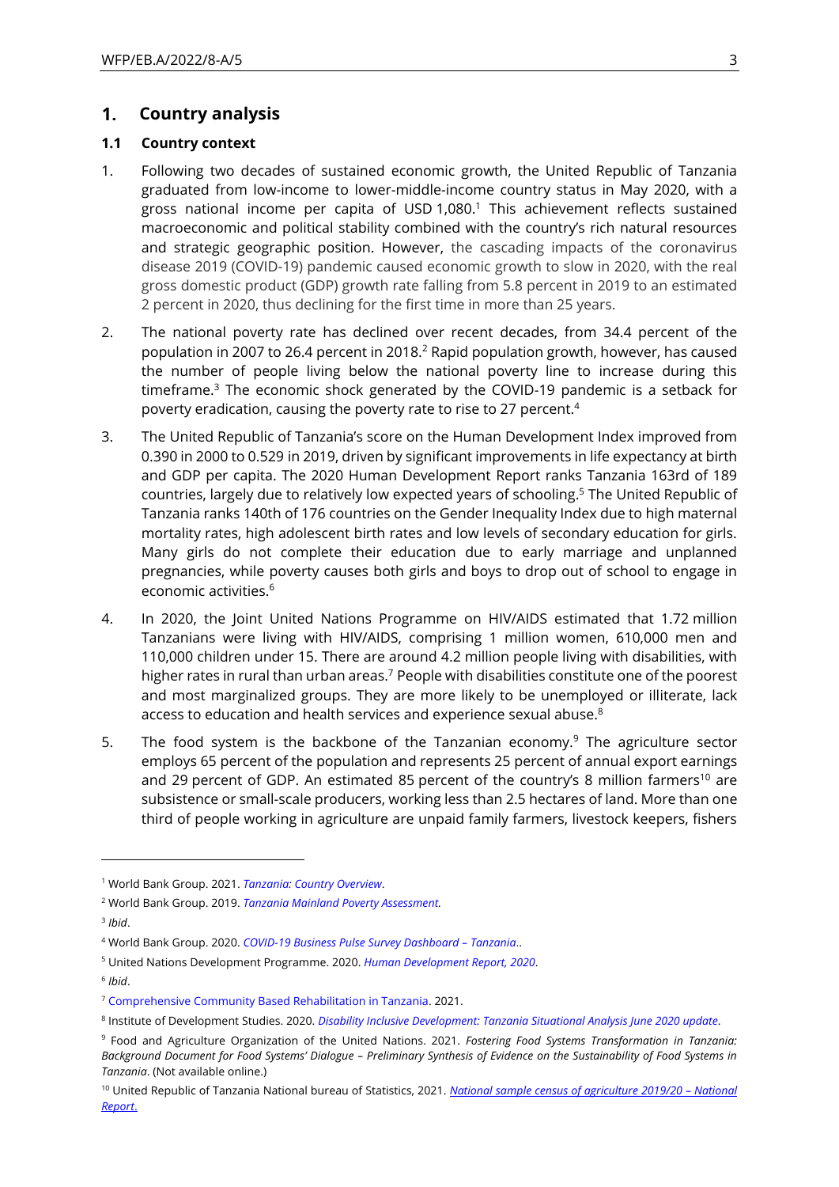## 1. Country analysis

### 1.1 Country context

1. Following two decades of sustained economic growth, the United Republic of Tanzania graduated from low-income to lower-middle-income country status in May 2020, with a gross national income per capita of USD 1,080.[1] This achievement reflects sustained macroeconomic and political stability combined with the country's rich natural resources and strategic geographic position. However, the cascading impacts of the coronavirus disease 2019 (COVID-19) pandemic caused economic growth to slow in 2020, with the real gross domestic product (GDP) growth rate falling from 5.8 percent in 2019 to an estimated 2 percent in 2020, thus declining for the first time in more than 25 years.

2. The national poverty rate has declined over recent decades, from 34.4 percent of the population in 2007 to 26.4 percent in 2018.[2] Rapid population growth, however, has caused the number of people living below the national poverty line to increase during this timeframe.[3] The economic shock generated by the COVID-19 pandemic is a setback for poverty eradication, causing the poverty rate to rise to 27 percent.[4]

3. The United Republic of Tanzania's score on the Human Development Index improved from 0.390 in 2000 to 0.529 in 2019, driven by significant improvements in life expectancy at birth and GDP per capita. The 2020 Human Development Report ranks Tanzania 163rd of 189 countries, largely due to relatively low expected years of schooling.[5] The United Republic of Tanzania ranks 140th of 176 countries on the Gender Inequality Index due to high maternal mortality rates, high adolescent birth rates and low levels of secondary education for girls. Many girls do not complete their education due to early marriage and unplanned pregnancies, while poverty causes both girls and boys to drop out of school to engage in economic activities.[6]

4. In 2020, the Joint United Nations Programme on HIV/AIDS estimated that 1.72 million Tanzanians were living with HIV/AIDS, comprising 1 million women, 610,000 men and 110,000 children under 15. There are around 4.2 million people living with disabilities, with higher rates in rural than urban areas.[7] People with disabilities constitute one of the poorest and most marginalized groups. They are more likely to be unemployed or illiterate, lack access to education and health services and experience sexual abuse.[8]

5. The food system is the backbone of the Tanzanian economy.[9] The agriculture sector employs 65 percent of the population and represents 25 percent of annual export earnings and 29 percent of GDP. An estimated 85 percent of the country's 8 million farmers[10] are subsistence or small-scale producers, working less than 2.5 hectares of land. More than one third of people working in agriculture are unpaid family farmers, livestock keepers, fishers

---

[1] World Bank Group. 2021. *Tanzania: Country Overview*.

[2] World Bank Group. 2019. *Tanzania Mainland Poverty Assessment.*

[3] *Ibid*.

[4] World Bank Group. 2020. *COVID-19 Business Pulse Survey Dashboard – Tanzania*..

[5] United Nations Development Programme. 2020. *Human Development Report, 2020*.

[6] *Ibid*.

[7] Comprehensive Community Based Rehabilitation in Tanzania. 2021.

[8] Institute of Development Studies. 2020. *Disability Inclusive Development: Tanzania Situational Analysis June 2020 update*.

[9] Food and Agriculture Organization of the United Nations. 2021. *Fostering Food Systems Transformation in Tanzania: Background Document for Food Systems' Dialogue – Preliminary Synthesis of Evidence on the Sustainability of Food Systems in Tanzania*. (Not available online.)

[10] United Republic of Tanzania National bureau of Statistics, 2021. *National sample census of agriculture 2019/20 – National Report*.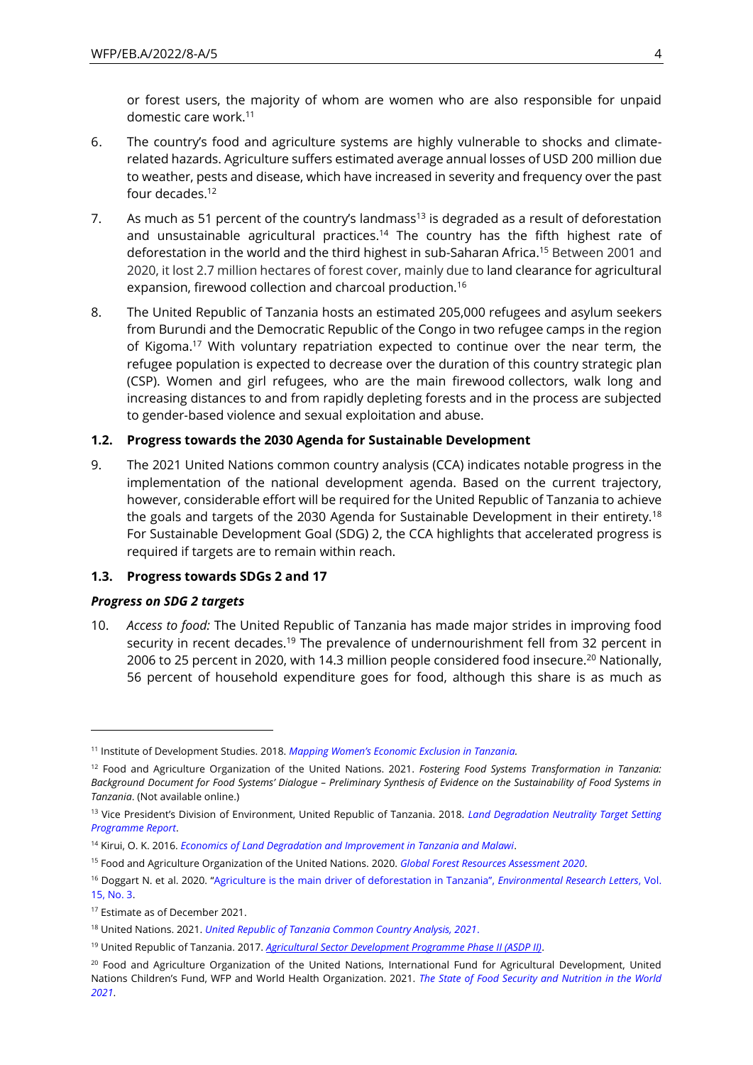or forest users, the majority of whom are women who are also responsible for unpaid domestic care work.[11]

6. The country's food and agriculture systems are highly vulnerable to shocks and climate-related hazards. Agriculture suffers estimated average annual losses of USD 200 million due to weather, pests and disease, which have increased in severity and frequency over the past four decades.[12]

7. As much as 51 percent of the country's landmass[13] is degraded as a result of deforestation and unsustainable agricultural practices.[14] The country has the fifth highest rate of deforestation in the world and the third highest in sub-Saharan Africa.[15] Between 2001 and 2020, it lost 2.7 million hectares of forest cover, mainly due to land clearance for agricultural expansion, firewood collection and charcoal production.[16]

8. The United Republic of Tanzania hosts an estimated 205,000 refugees and asylum seekers from Burundi and the Democratic Republic of the Congo in two refugee camps in the region of Kigoma.[17] With voluntary repatriation expected to continue over the near term, the refugee population is expected to decrease over the duration of this country strategic plan (CSP). Women and girl refugees, who are the main firewood collectors, walk long and increasing distances to and from rapidly depleting forests and in the process are subjected to gender-based violence and sexual exploitation and abuse.

### 1.2. Progress towards the 2030 Agenda for Sustainable Development

9. The 2021 United Nations common country analysis (CCA) indicates notable progress in the implementation of the national development agenda. Based on the current trajectory, however, considerable effort will be required for the United Republic of Tanzania to achieve the goals and targets of the 2030 Agenda for Sustainable Development in their entirety.[18] For Sustainable Development Goal (SDG) 2, the CCA highlights that accelerated progress is required if targets are to remain within reach.

### 1.3. Progress towards SDGs 2 and 17

***Progress on SDG 2 targets***

10. *Access to food:* The United Republic of Tanzania has made major strides in improving food security in recent decades.[19] The prevalence of undernourishment fell from 32 percent in 2006 to 25 percent in 2020, with 14.3 million people considered food insecure.[20] Nationally, 56 percent of household expenditure goes for food, although this share is as much as

---

[11] Institute of Development Studies. 2018. *Mapping Women's Economic Exclusion in Tanzania.*

[12] Food and Agriculture Organization of the United Nations. 2021. *Fostering Food Systems Transformation in Tanzania: Background Document for Food Systems' Dialogue – Preliminary Synthesis of Evidence on the Sustainability of Food Systems in Tanzania*. (Not available online.)

[13] Vice President's Division of Environment, United Republic of Tanzania. 2018. *Land Degradation Neutrality Target Setting Programme Report*.

[14] Kirui, O. K. 2016. *Economics of Land Degradation and Improvement in Tanzania and Malawi*.

[15] Food and Agriculture Organization of the United Nations. 2020. *Global Forest Resources Assessment 2020*.

[16] Doggart N. et al. 2020. "Agriculture is the main driver of deforestation in Tanzania", *Environmental Research Letters*, Vol. 15, No. 3.

[17] Estimate as of December 2021.

[18] United Nations. 2021. *United Republic of Tanzania Common Country Analysis, 2021*.

[19] United Republic of Tanzania. 2017. *Agricultural Sector Development Programme Phase II (ASDP II)*.

[20] Food and Agriculture Organization of the United Nations, International Fund for Agricultural Development, United Nations Children's Fund, WFP and World Health Organization. 2021. *The State of Food Security and Nutrition in the World 2021*.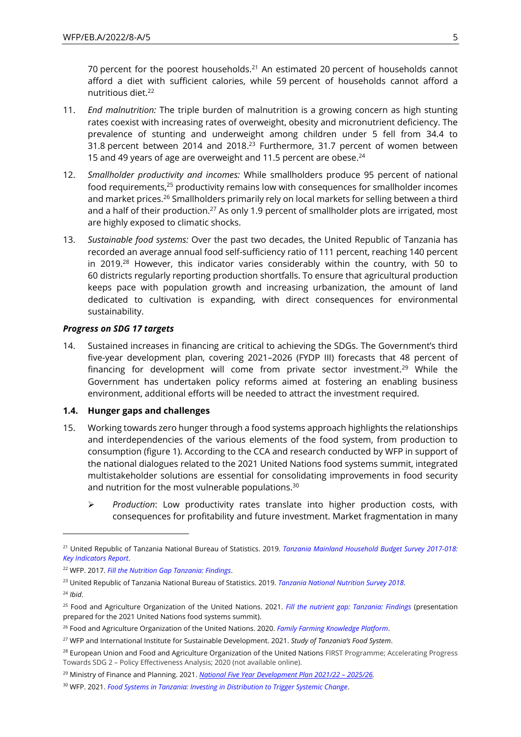70 percent for the poorest households.[21] An estimated 20 percent of households cannot afford a diet with sufficient calories, while 59 percent of households cannot afford a nutritious diet.[22]

11. *End malnutrition:* The triple burden of malnutrition is a growing concern as high stunting rates coexist with increasing rates of overweight, obesity and micronutrient deficiency. The prevalence of stunting and underweight among children under 5 fell from 34.4 to 31.8 percent between 2014 and 2018.[23] Furthermore, 31.7 percent of women between 15 and 49 years of age are overweight and 11.5 percent are obese.[24]

12. *Smallholder productivity and incomes:* While smallholders produce 95 percent of national food requirements,[25] productivity remains low with consequences for smallholder incomes and market prices.[26] Smallholders primarily rely on local markets for selling between a third and a half of their production.[27] As only 1.9 percent of smallholder plots are irrigated, most are highly exposed to climatic shocks.

13. *Sustainable food systems:* Over the past two decades, the United Republic of Tanzania has recorded an average annual food self-sufficiency ratio of 111 percent, reaching 140 percent in 2019.[28] However, this indicator varies considerably within the country, with 50 to 60 districts regularly reporting production shortfalls. To ensure that agricultural production keeps pace with population growth and increasing urbanization, the amount of land dedicated to cultivation is expanding, with direct consequences for environmental sustainability.

***Progress on SDG 17 targets***

14. Sustained increases in financing are critical to achieving the SDGs. The Government's third five-year development plan, covering 2021–2026 (FYDP III) forecasts that 48 percent of financing for development will come from private sector investment.[29] While the Government has undertaken policy reforms aimed at fostering an enabling business environment, additional efforts will be needed to attract the investment required.

### 1.4. Hunger gaps and challenges

15. Working towards zero hunger through a food systems approach highlights the relationships and interdependencies of the various elements of the food system, from production to consumption (figure 1). According to the CCA and research conducted by WFP in support of the national dialogues related to the 2021 United Nations food systems summit, integrated multistakeholder solutions are essential for consolidating improvements in food security and nutrition for the most vulnerable populations.[30]

    - *Production*: Low productivity rates translate into higher production costs, with consequences for profitability and future investment. Market fragmentation in many

---

[21] United Republic of Tanzania National Bureau of Statistics. 2019. *Tanzania Mainland Household Budget Survey 2017-018: Key Indicators Report*.

[22] WFP. 2017. *Fill the Nutrition Gap Tanzania: Findings*.

[23] United Republic of Tanzania National Bureau of Statistics. 2019. *Tanzania National Nutrition Survey 2018*.

[24] *Ibid*.

[25] Food and Agriculture Organization of the United Nations. 2021. *Fill the nutrient gap: Tanzania: Findings* (presentation prepared for the 2021 United Nations food systems summit).

[26] Food and Agriculture Organization of the United Nations. 2020. *Family Farming Knowledge Platform*.

[27] WFP and International Institute for Sustainable Development. 2021. *Study of Tanzania's Food System*.

[28] European Union and Food and Agriculture Organization of the United Nations FIRST Programme; Accelerating Progress Towards SDG 2 – Policy Effectiveness Analysis; 2020 (not available online).

[29] Ministry of Finance and Planning. 2021. *National Five Year Development Plan 2021/22 – 2025/26.*

[30] WFP. 2021. *Food Systems in Tanzania: Investing in Distribution to Trigger Systemic Change*.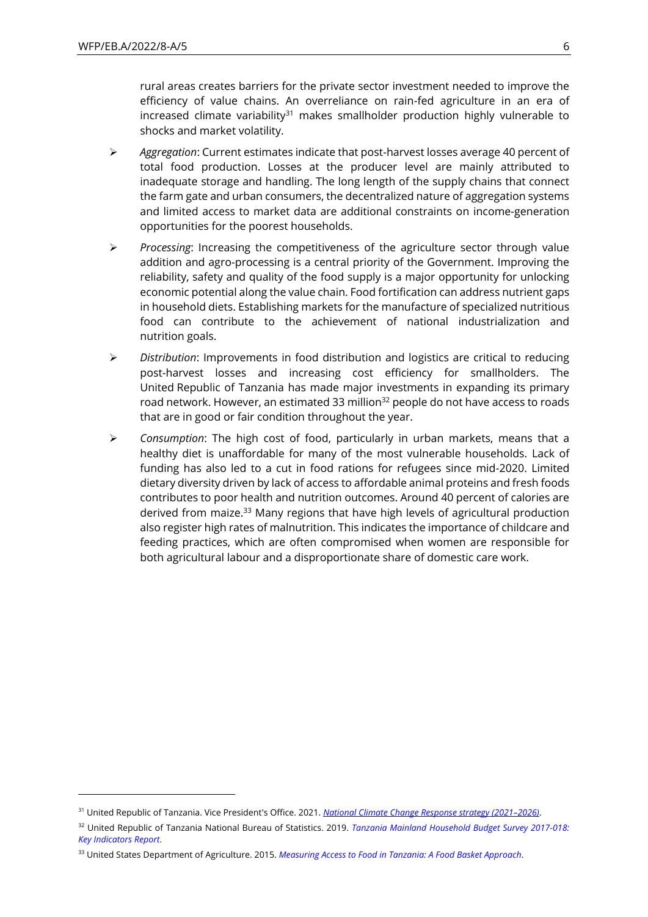rural areas creates barriers for the private sector investment needed to improve the efficiency of value chains. An overreliance on rain-fed agriculture in an era of increased climate variability[31] makes smallholder production highly vulnerable to shocks and market volatility.

- *Aggregation*: Current estimates indicate that post-harvest losses average 40 percent of total food production. Losses at the producer level are mainly attributed to inadequate storage and handling. The long length of the supply chains that connect the farm gate and urban consumers, the decentralized nature of aggregation systems and limited access to market data are additional constraints on income-generation opportunities for the poorest households.
- *Processing*: Increasing the competitiveness of the agriculture sector through value addition and agro-processing is a central priority of the Government. Improving the reliability, safety and quality of the food supply is a major opportunity for unlocking economic potential along the value chain. Food fortification can address nutrient gaps in household diets. Establishing markets for the manufacture of specialized nutritious food can contribute to the achievement of national industrialization and nutrition goals.
- *Distribution*: Improvements in food distribution and logistics are critical to reducing post-harvest losses and increasing cost efficiency for smallholders. The United Republic of Tanzania has made major investments in expanding its primary road network. However, an estimated 33 million[32] people do not have access to roads that are in good or fair condition throughout the year.
- *Consumption*: The high cost of food, particularly in urban markets, means that a healthy diet is unaffordable for many of the most vulnerable households. Lack of funding has also led to a cut in food rations for refugees since mid-2020. Limited dietary diversity driven by lack of access to affordable animal proteins and fresh foods contributes to poor health and nutrition outcomes. Around 40 percent of calories are derived from maize.[33] Many regions that have high levels of agricultural production also register high rates of malnutrition. This indicates the importance of childcare and feeding practices, which are often compromised when women are responsible for both agricultural labour and a disproportionate share of domestic care work.

---

[31] United Republic of Tanzania. Vice President's Office. 2021. *National Climate Change Response strategy (2021–2026)*.

[32] United Republic of Tanzania National Bureau of Statistics. 2019. *Tanzania Mainland Household Budget Survey 2017-018: Key Indicators Report*.

[33] United States Department of Agriculture. 2015. *Measuring Access to Food in Tanzania: A Food Basket Approach*.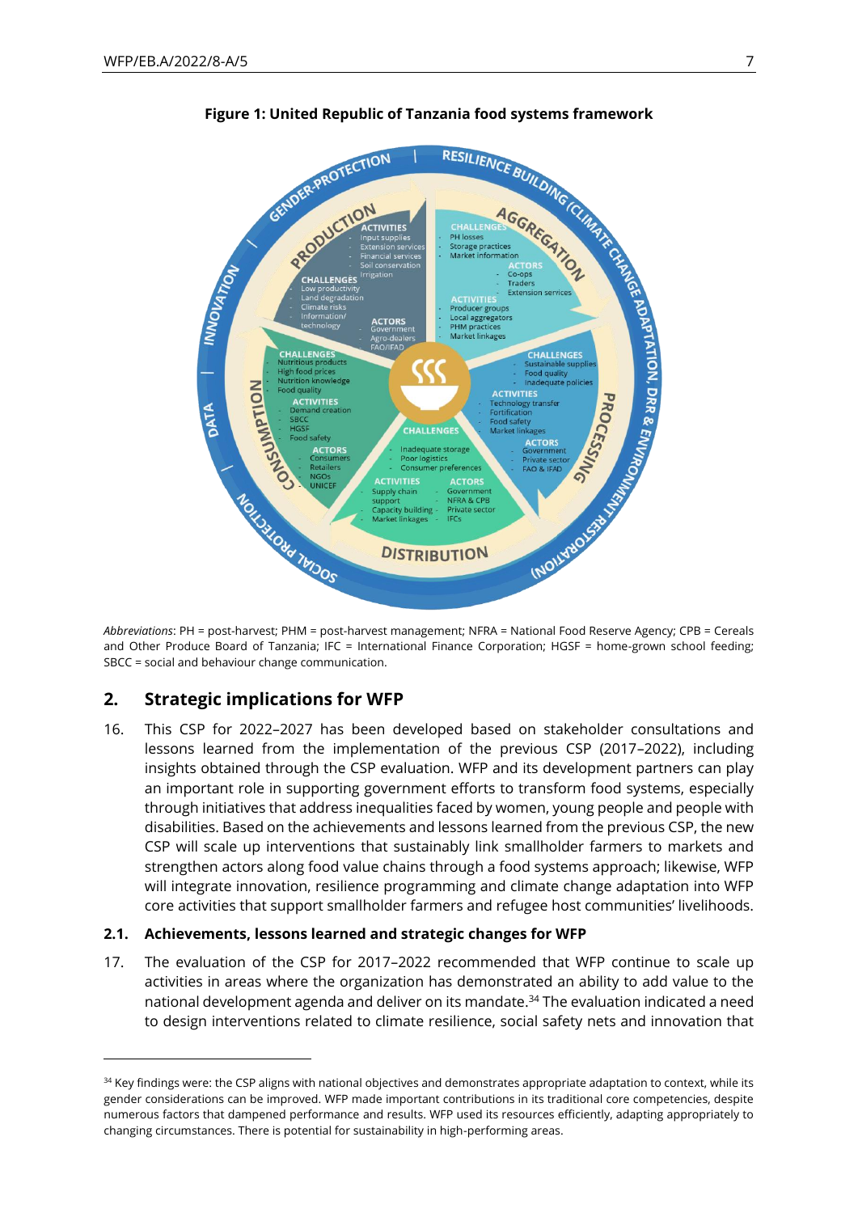**Figure 1: United Republic of Tanzania food systems framework**

GENDER-PROTECTION | RESILIENCE BUILDING (CLIMATE CHANGE ADAPTATION, DRR & ENVIRONMENT RESTORATION) | SOCIAL PROTECTION | DATA | INNOVATION

**PRODUCTION**
- ACTIVITIES: Input supplies; Extension services; Financial services; Soil conservation; Irrigation
- CHALLENGES: Low productivity; Land degradation; Climate risks; Information/technology
- ACTORS: Government; Agro-dealers; FAO/IFAD

**AGGREGATION**
- CHALLENGES: PH losses; Storage practices; Market information
- ACTORS: Co-ops; Traders; Extension services
- ACTIVITIES: Producer groups; Local aggregators; PHM practices; Market linkages

**PROCESSING**
- CHALLENGES: Sustainable supplies; Food quality; Inadequate policies
- ACTIVITIES: Technology transfer; Fortification; Food safety; Market linkages
- ACTORS: Government; Private sector; FAO & IFAD

**DISTRIBUTION**
- CHALLENGES: Inadequate storage; Poor logistics; Consumer preferences
- ACTIVITIES: Supply chain support; Capacity building; Market linkages
- ACTORS: Government; NFRA & CPB; Private sector; IFCs

**CONSUMPTION**
- CHALLENGES: Nutritious products; High food prices; Nutrition knowledge; Food quality
- ACTIVITIES: Demand creation; SBCC; HGSF; Food safety
- ACTORS: Consumers; Retailers; NGOs; UNICEF

*Abbreviations*: PH = post-harvest; PHM = post-harvest management; NFRA = National Food Reserve Agency; CPB = Cereals and Other Produce Board of Tanzania; IFC = International Finance Corporation; HGSF = home-grown school feeding; SBCC = social and behaviour change communication.

## 2. Strategic implications for WFP

16. This CSP for 2022–2027 has been developed based on stakeholder consultations and lessons learned from the implementation of the previous CSP (2017–2022), including insights obtained through the CSP evaluation. WFP and its development partners can play an important role in supporting government efforts to transform food systems, especially through initiatives that address inequalities faced by women, young people and people with disabilities. Based on the achievements and lessons learned from the previous CSP, the new CSP will scale up interventions that sustainably link smallholder farmers to markets and strengthen actors along food value chains through a food systems approach; likewise, WFP will integrate innovation, resilience programming and climate change adaptation into WFP core activities that support smallholder farmers and refugee host communities' livelihoods.

### 2.1. Achievements, lessons learned and strategic changes for WFP

17. The evaluation of the CSP for 2017–2022 recommended that WFP continue to scale up activities in areas where the organization has demonstrated an ability to add value to the national development agenda and deliver on its mandate.[34] The evaluation indicated a need to design interventions related to climate resilience, social safety nets and innovation that

[34] Key findings were: the CSP aligns with national objectives and demonstrates appropriate adaptation to context, while its gender considerations can be improved. WFP made important contributions in its traditional core competencies, despite numerous factors that dampened performance and results. WFP used its resources efficiently, adapting appropriately to changing circumstances. There is potential for sustainability in high-performing areas.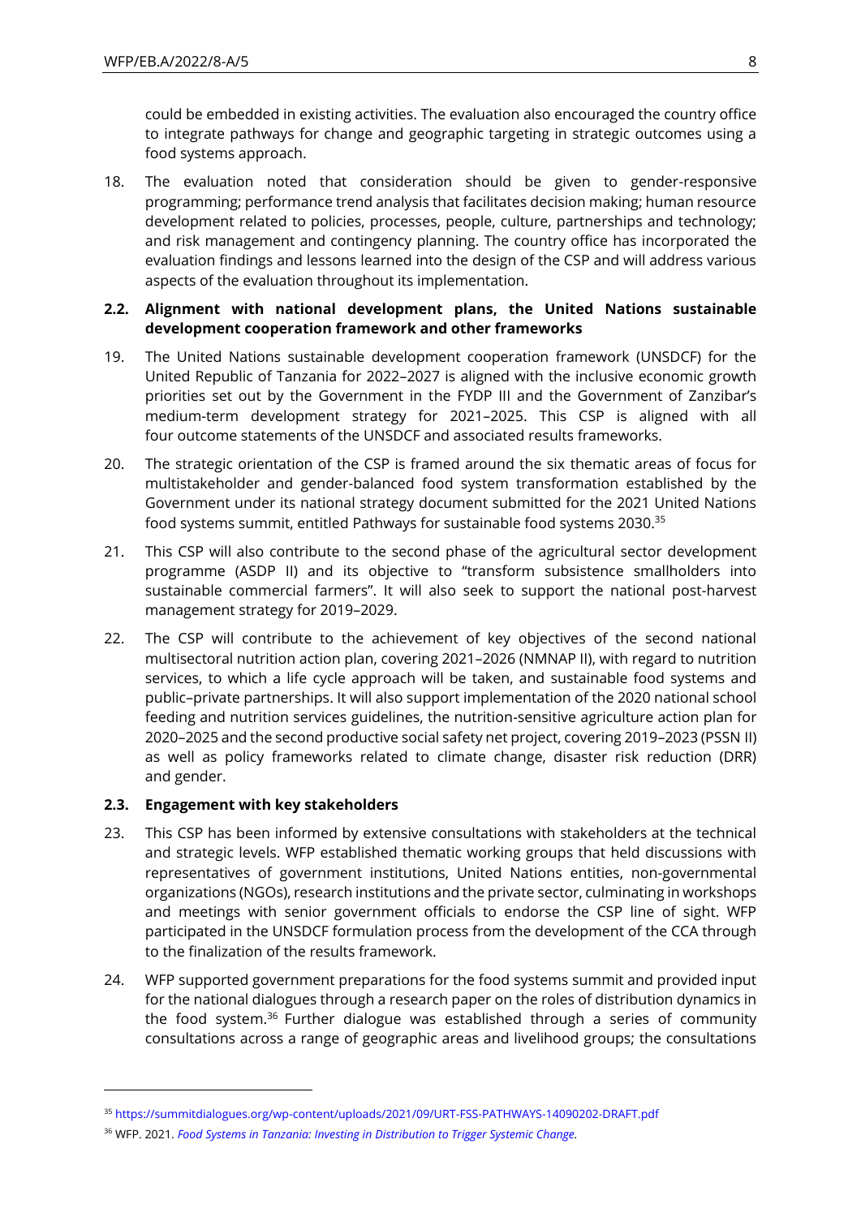could be embedded in existing activities. The evaluation also encouraged the country office to integrate pathways for change and geographic targeting in strategic outcomes using a food systems approach.

18. The evaluation noted that consideration should be given to gender-responsive programming; performance trend analysis that facilitates decision making; human resource development related to policies, processes, people, culture, partnerships and technology; and risk management and contingency planning. The country office has incorporated the evaluation findings and lessons learned into the design of the CSP and will address various aspects of the evaluation throughout its implementation.

### 2.2. Alignment with national development plans, the United Nations sustainable development cooperation framework and other frameworks

19. The United Nations sustainable development cooperation framework (UNSDCF) for the United Republic of Tanzania for 2022–2027 is aligned with the inclusive economic growth priorities set out by the Government in the FYDP III and the Government of Zanzibar's medium-term development strategy for 2021–2025. This CSP is aligned with all four outcome statements of the UNSDCF and associated results frameworks.

20. The strategic orientation of the CSP is framed around the six thematic areas of focus for multistakeholder and gender-balanced food system transformation established by the Government under its national strategy document submitted for the 2021 United Nations food systems summit, entitled Pathways for sustainable food systems 2030.[35]

21. This CSP will also contribute to the second phase of the agricultural sector development programme (ASDP II) and its objective to "transform subsistence smallholders into sustainable commercial farmers". It will also seek to support the national post-harvest management strategy for 2019–2029.

22. The CSP will contribute to the achievement of key objectives of the second national multisectoral nutrition action plan, covering 2021–2026 (NMNAP II), with regard to nutrition services, to which a life cycle approach will be taken, and sustainable food systems and public–private partnerships. It will also support implementation of the 2020 national school feeding and nutrition services guidelines, the nutrition-sensitive agriculture action plan for 2020–2025 and the second productive social safety net project, covering 2019–2023 (PSSN II) as well as policy frameworks related to climate change, disaster risk reduction (DRR) and gender.

### 2.3. Engagement with key stakeholders

23. This CSP has been informed by extensive consultations with stakeholders at the technical and strategic levels. WFP established thematic working groups that held discussions with representatives of government institutions, United Nations entities, non-governmental organizations (NGOs), research institutions and the private sector, culminating in workshops and meetings with senior government officials to endorse the CSP line of sight. WFP participated in the UNSDCF formulation process from the development of the CCA through to the finalization of the results framework.

24. WFP supported government preparations for the food systems summit and provided input for the national dialogues through a research paper on the roles of distribution dynamics in the food system.[36] Further dialogue was established through a series of community consultations across a range of geographic areas and livelihood groups; the consultations

---

[35] https://summitdialogues.org/wp-content/uploads/2021/09/URT-FSS-PATHWAYS-14090202-DRAFT.pdf

[36] WFP. 2021. *Food Systems in Tanzania: Investing in Distribution to Trigger Systemic Change.*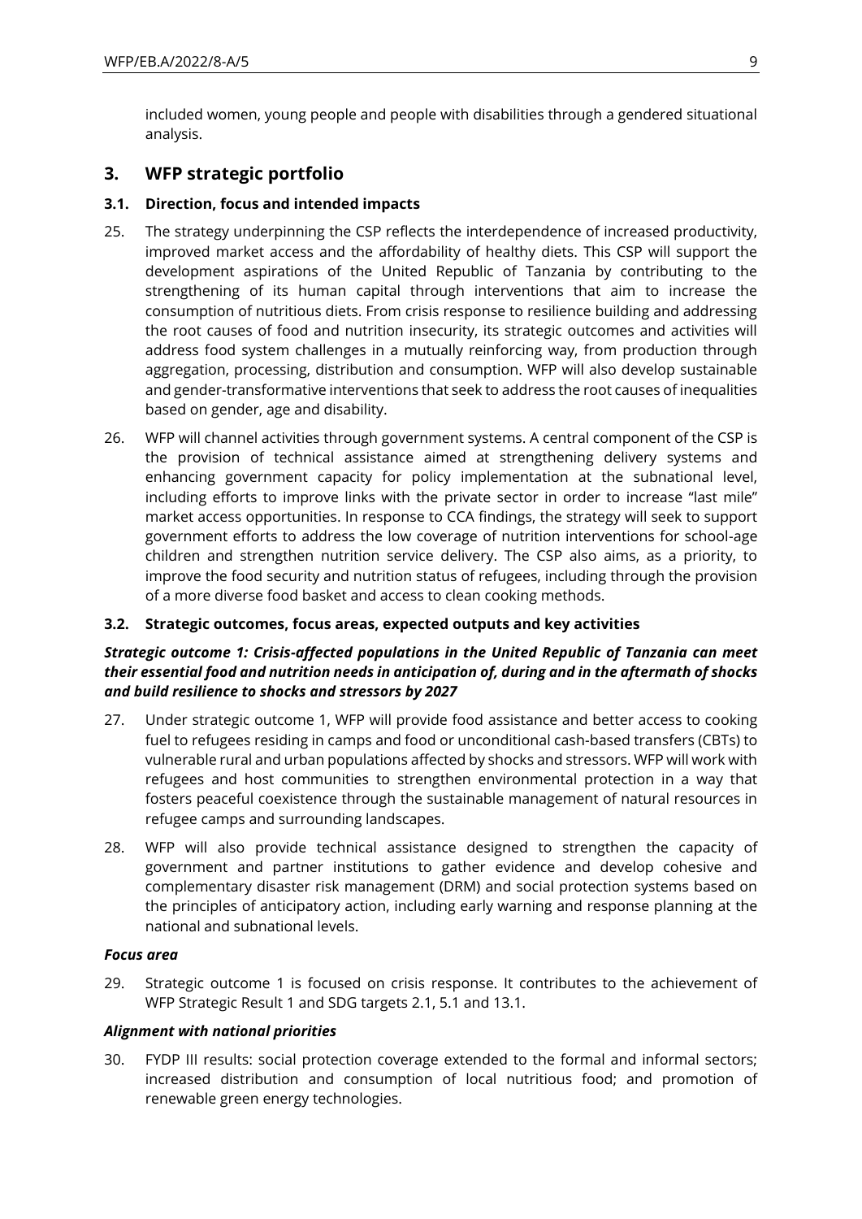included women, young people and people with disabilities through a gendered situational analysis.

## 3. WFP strategic portfolio

### 3.1. Direction, focus and intended impacts

25. The strategy underpinning the CSP reflects the interdependence of increased productivity, improved market access and the affordability of healthy diets. This CSP will support the development aspirations of the United Republic of Tanzania by contributing to the strengthening of its human capital through interventions that aim to increase the consumption of nutritious diets. From crisis response to resilience building and addressing the root causes of food and nutrition insecurity, its strategic outcomes and activities will address food system challenges in a mutually reinforcing way, from production through aggregation, processing, distribution and consumption. WFP will also develop sustainable and gender-transformative interventions that seek to address the root causes of inequalities based on gender, age and disability.

26. WFP will channel activities through government systems. A central component of the CSP is the provision of technical assistance aimed at strengthening delivery systems and enhancing government capacity for policy implementation at the subnational level, including efforts to improve links with the private sector in order to increase "last mile" market access opportunities. In response to CCA findings, the strategy will seek to support government efforts to address the low coverage of nutrition interventions for school-age children and strengthen nutrition service delivery. The CSP also aims, as a priority, to improve the food security and nutrition status of refugees, including through the provision of a more diverse food basket and access to clean cooking methods.

### 3.2. Strategic outcomes, focus areas, expected outputs and key activities

***Strategic outcome 1: Crisis-affected populations in the United Republic of Tanzania can meet their essential food and nutrition needs in anticipation of, during and in the aftermath of shocks and build resilience to shocks and stressors by 2027***

27. Under strategic outcome 1, WFP will provide food assistance and better access to cooking fuel to refugees residing in camps and food or unconditional cash-based transfers (CBTs) to vulnerable rural and urban populations affected by shocks and stressors. WFP will work with refugees and host communities to strengthen environmental protection in a way that fosters peaceful coexistence through the sustainable management of natural resources in refugee camps and surrounding landscapes.

28. WFP will also provide technical assistance designed to strengthen the capacity of government and partner institutions to gather evidence and develop cohesive and complementary disaster risk management (DRM) and social protection systems based on the principles of anticipatory action, including early warning and response planning at the national and subnational levels.

***Focus area***

29. Strategic outcome 1 is focused on crisis response. It contributes to the achievement of WFP Strategic Result 1 and SDG targets 2.1, 5.1 and 13.1.

***Alignment with national priorities***

30. FYDP III results: social protection coverage extended to the formal and informal sectors; increased distribution and consumption of local nutritious food; and promotion of renewable green energy technologies.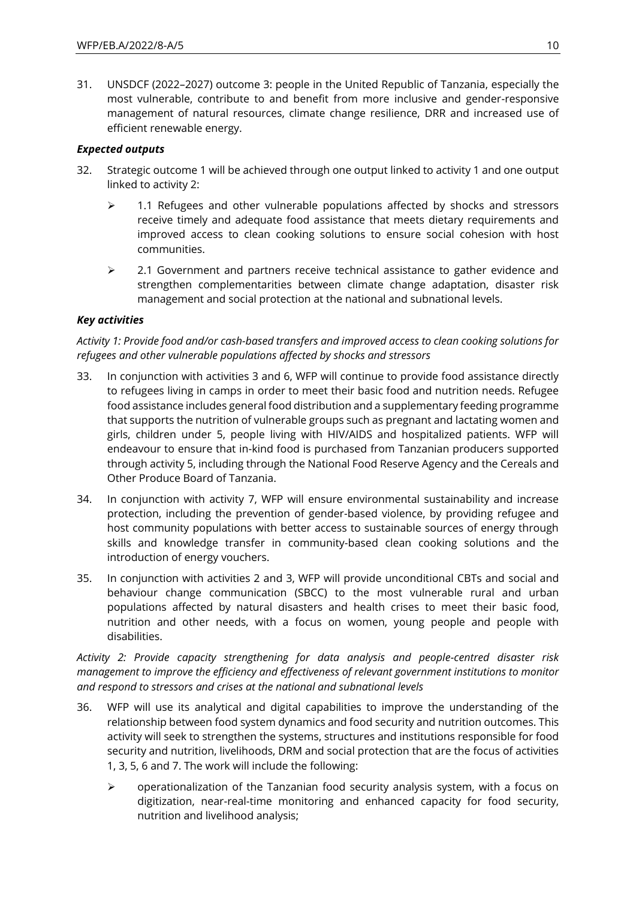31. UNSDCF (2022–2027) outcome 3: people in the United Republic of Tanzania, especially the most vulnerable, contribute to and benefit from more inclusive and gender-responsive management of natural resources, climate change resilience, DRR and increased use of efficient renewable energy.

***Expected outputs***

32. Strategic outcome 1 will be achieved through one output linked to activity 1 and one output linked to activity 2:

   - 1.1 Refugees and other vulnerable populations affected by shocks and stressors receive timely and adequate food assistance that meets dietary requirements and improved access to clean cooking solutions to ensure social cohesion with host communities.

   - 2.1 Government and partners receive technical assistance to gather evidence and strengthen complementarities between climate change adaptation, disaster risk management and social protection at the national and subnational levels.

***Key activities***

*Activity 1: Provide food and/or cash-based transfers and improved access to clean cooking solutions for refugees and other vulnerable populations affected by shocks and stressors*

33. In conjunction with activities 3 and 6, WFP will continue to provide food assistance directly to refugees living in camps in order to meet their basic food and nutrition needs. Refugee food assistance includes general food distribution and a supplementary feeding programme that supports the nutrition of vulnerable groups such as pregnant and lactating women and girls, children under 5, people living with HIV/AIDS and hospitalized patients. WFP will endeavour to ensure that in-kind food is purchased from Tanzanian producers supported through activity 5, including through the National Food Reserve Agency and the Cereals and Other Produce Board of Tanzania.

34. In conjunction with activity 7, WFP will ensure environmental sustainability and increase protection, including the prevention of gender-based violence, by providing refugee and host community populations with better access to sustainable sources of energy through skills and knowledge transfer in community-based clean cooking solutions and the introduction of energy vouchers.

35. In conjunction with activities 2 and 3, WFP will provide unconditional CBTs and social and behaviour change communication (SBCC) to the most vulnerable rural and urban populations affected by natural disasters and health crises to meet their basic food, nutrition and other needs, with a focus on women, young people and people with disabilities.

*Activity 2: Provide capacity strengthening for data analysis and people-centred disaster risk management to improve the efficiency and effectiveness of relevant government institutions to monitor and respond to stressors and crises at the national and subnational levels*

36. WFP will use its analytical and digital capabilities to improve the understanding of the relationship between food system dynamics and food security and nutrition outcomes. This activity will seek to strengthen the systems, structures and institutions responsible for food security and nutrition, livelihoods, DRM and social protection that are the focus of activities 1, 3, 5, 6 and 7. The work will include the following:

   - operationalization of the Tanzanian food security analysis system, with a focus on digitization, near-real-time monitoring and enhanced capacity for food security, nutrition and livelihood analysis;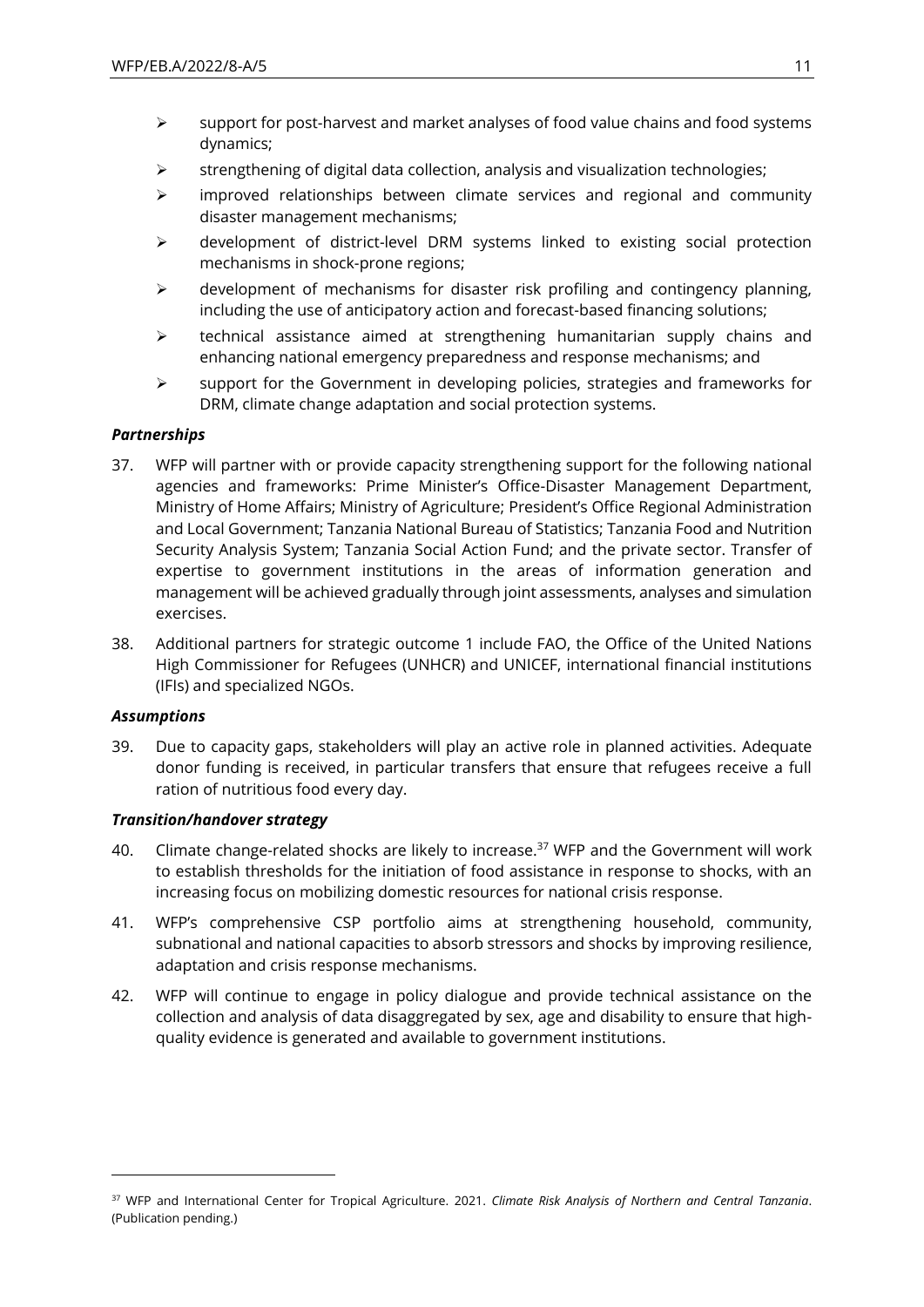- support for post-harvest and market analyses of food value chains and food systems dynamics;
- strengthening of digital data collection, analysis and visualization technologies;
- improved relationships between climate services and regional and community disaster management mechanisms;
- development of district-level DRM systems linked to existing social protection mechanisms in shock-prone regions;
- development of mechanisms for disaster risk profiling and contingency planning, including the use of anticipatory action and forecast-based financing solutions;
- technical assistance aimed at strengthening humanitarian supply chains and enhancing national emergency preparedness and response mechanisms; and
- support for the Government in developing policies, strategies and frameworks for DRM, climate change adaptation and social protection systems.

***Partnerships***

37. WFP will partner with or provide capacity strengthening support for the following national agencies and frameworks: Prime Minister's Office-Disaster Management Department, Ministry of Home Affairs; Ministry of Agriculture; President's Office Regional Administration and Local Government; Tanzania National Bureau of Statistics; Tanzania Food and Nutrition Security Analysis System; Tanzania Social Action Fund; and the private sector. Transfer of expertise to government institutions in the areas of information generation and management will be achieved gradually through joint assessments, analyses and simulation exercises.

38. Additional partners for strategic outcome 1 include FAO, the Office of the United Nations High Commissioner for Refugees (UNHCR) and UNICEF, international financial institutions (IFIs) and specialized NGOs.

***Assumptions***

39. Due to capacity gaps, stakeholders will play an active role in planned activities. Adequate donor funding is received, in particular transfers that ensure that refugees receive a full ration of nutritious food every day.

***Transition/handover strategy***

40. Climate change-related shocks are likely to increase.[37] WFP and the Government will work to establish thresholds for the initiation of food assistance in response to shocks, with an increasing focus on mobilizing domestic resources for national crisis response.

41. WFP's comprehensive CSP portfolio aims at strengthening household, community, subnational and national capacities to absorb stressors and shocks by improving resilience, adaptation and crisis response mechanisms.

42. WFP will continue to engage in policy dialogue and provide technical assistance on the collection and analysis of data disaggregated by sex, age and disability to ensure that high-quality evidence is generated and available to government institutions.

---

[37] WFP and International Center for Tropical Agriculture. 2021. *Climate Risk Analysis of Northern and Central Tanzania*. (Publication pending.)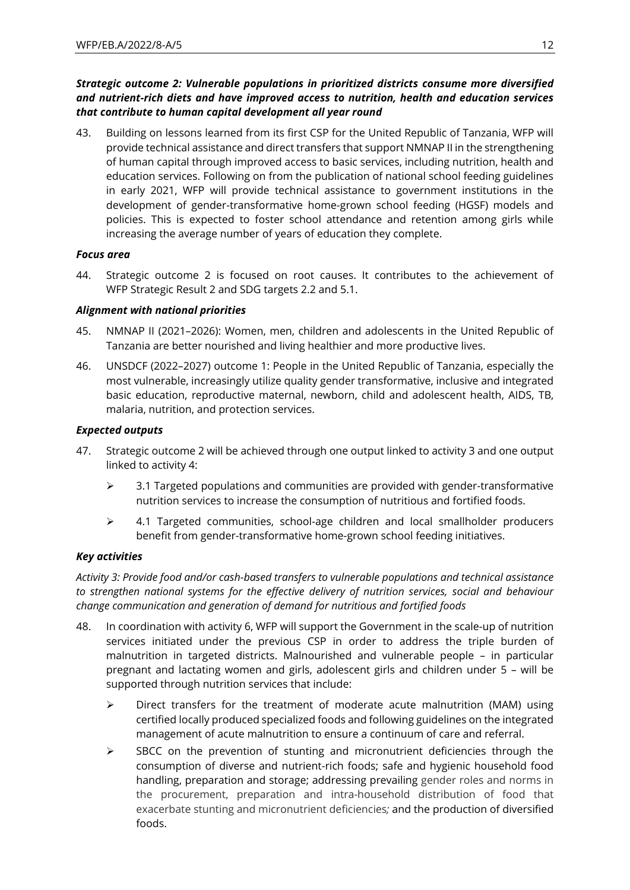***Strategic outcome 2: Vulnerable populations in prioritized districts consume more diversified and nutrient-rich diets and have improved access to nutrition, health and education services that contribute to human capital development all year round***

43. Building on lessons learned from its first CSP for the United Republic of Tanzania, WFP will provide technical assistance and direct transfers that support NMNAP II in the strengthening of human capital through improved access to basic services, including nutrition, health and education services. Following on from the publication of national school feeding guidelines in early 2021, WFP will provide technical assistance to government institutions in the development of gender-transformative home-grown school feeding (HGSF) models and policies. This is expected to foster school attendance and retention among girls while increasing the average number of years of education they complete.

***Focus area***

44. Strategic outcome 2 is focused on root causes. It contributes to the achievement of WFP Strategic Result 2 and SDG targets 2.2 and 5.1.

***Alignment with national priorities***

45. NMNAP II (2021–2026): Women, men, children and adolescents in the United Republic of Tanzania are better nourished and living healthier and more productive lives.

46. UNSDCF (2022–2027) outcome 1: People in the United Republic of Tanzania, especially the most vulnerable, increasingly utilize quality gender transformative, inclusive and integrated basic education, reproductive maternal, newborn, child and adolescent health, AIDS, TB, malaria, nutrition, and protection services.

***Expected outputs***

47. Strategic outcome 2 will be achieved through one output linked to activity 3 and one output linked to activity 4:

   - 3.1 Targeted populations and communities are provided with gender-transformative nutrition services to increase the consumption of nutritious and fortified foods.
   - 4.1 Targeted communities, school-age children and local smallholder producers benefit from gender-transformative home-grown school feeding initiatives.

***Key activities***

*Activity 3: Provide food and/or cash-based transfers to vulnerable populations and technical assistance to strengthen national systems for the effective delivery of nutrition services, social and behaviour change communication and generation of demand for nutritious and fortified foods*

48. In coordination with activity 6, WFP will support the Government in the scale-up of nutrition services initiated under the previous CSP in order to address the triple burden of malnutrition in targeted districts. Malnourished and vulnerable people – in particular pregnant and lactating women and girls, adolescent girls and children under 5 – will be supported through nutrition services that include:

   - Direct transfers for the treatment of moderate acute malnutrition (MAM) using certified locally produced specialized foods and following guidelines on the integrated management of acute malnutrition to ensure a continuum of care and referral.
   - SBCC on the prevention of stunting and micronutrient deficiencies through the consumption of diverse and nutrient-rich foods; safe and hygienic household food handling, preparation and storage; addressing prevailing gender roles and norms in the procurement, preparation and intra-household distribution of food that exacerbate stunting and micronutrient deficiencies*;* and the production of diversified foods.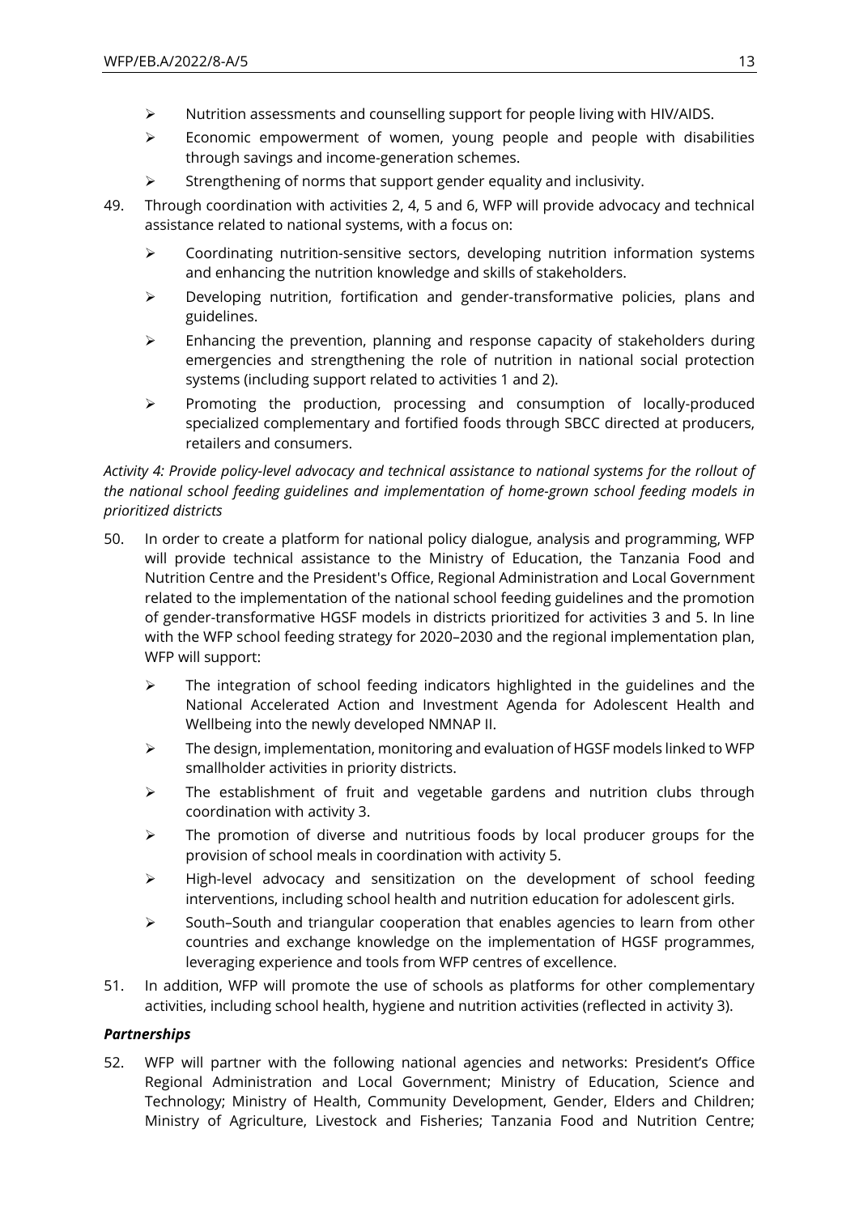- Nutrition assessments and counselling support for people living with HIV/AIDS.
- Economic empowerment of women, young people and people with disabilities through savings and income-generation schemes.
- Strengthening of norms that support gender equality and inclusivity.

49. Through coordination with activities 2, 4, 5 and 6, WFP will provide advocacy and technical assistance related to national systems, with a focus on:

    - Coordinating nutrition-sensitive sectors, developing nutrition information systems and enhancing the nutrition knowledge and skills of stakeholders.
    - Developing nutrition, fortification and gender-transformative policies, plans and guidelines.
    - Enhancing the prevention, planning and response capacity of stakeholders during emergencies and strengthening the role of nutrition in national social protection systems (including support related to activities 1 and 2).
    - Promoting the production, processing and consumption of locally-produced specialized complementary and fortified foods through SBCC directed at producers, retailers and consumers.

*Activity 4: Provide policy-level advocacy and technical assistance to national systems for the rollout of the national school feeding guidelines and implementation of home-grown school feeding models in prioritized districts*

50. In order to create a platform for national policy dialogue, analysis and programming, WFP will provide technical assistance to the Ministry of Education, the Tanzania Food and Nutrition Centre and the President's Office, Regional Administration and Local Government related to the implementation of the national school feeding guidelines and the promotion of gender-transformative HGSF models in districts prioritized for activities 3 and 5. In line with the WFP school feeding strategy for 2020–2030 and the regional implementation plan, WFP will support:

    - The integration of school feeding indicators highlighted in the guidelines and the National Accelerated Action and Investment Agenda for Adolescent Health and Wellbeing into the newly developed NMNAP II.
    - The design, implementation, monitoring and evaluation of HGSF models linked to WFP smallholder activities in priority districts.
    - The establishment of fruit and vegetable gardens and nutrition clubs through coordination with activity 3.
    - The promotion of diverse and nutritious foods by local producer groups for the provision of school meals in coordination with activity 5.
    - High-level advocacy and sensitization on the development of school feeding interventions, including school health and nutrition education for adolescent girls.
    - South–South and triangular cooperation that enables agencies to learn from other countries and exchange knowledge on the implementation of HGSF programmes, leveraging experience and tools from WFP centres of excellence.

51. In addition, WFP will promote the use of schools as platforms for other complementary activities, including school health, hygiene and nutrition activities (reflected in activity 3).

***Partnerships***

52. WFP will partner with the following national agencies and networks: President's Office Regional Administration and Local Government; Ministry of Education, Science and Technology; Ministry of Health, Community Development, Gender, Elders and Children; Ministry of Agriculture, Livestock and Fisheries; Tanzania Food and Nutrition Centre;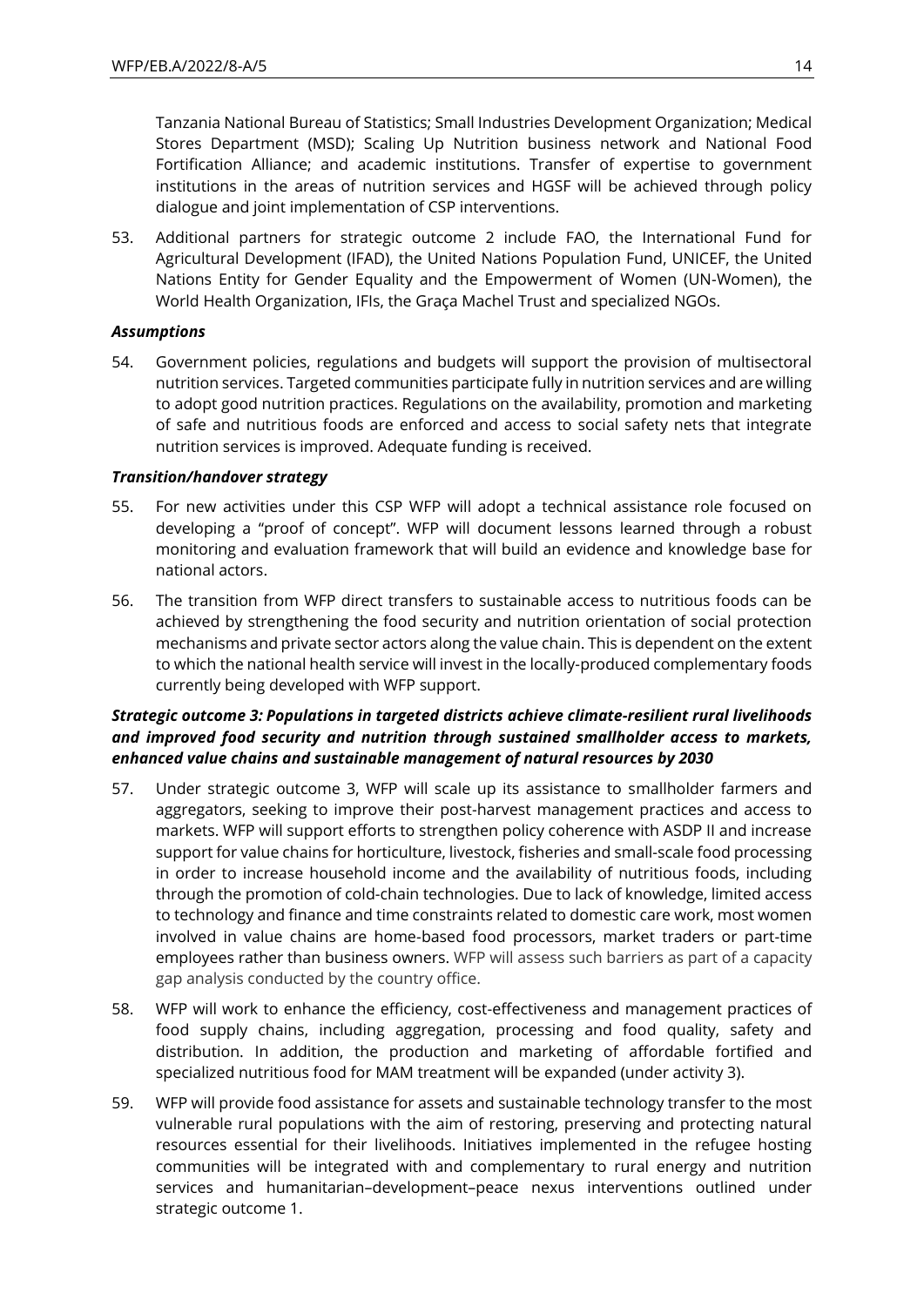Tanzania National Bureau of Statistics; Small Industries Development Organization; Medical Stores Department (MSD); Scaling Up Nutrition business network and National Food Fortification Alliance; and academic institutions. Transfer of expertise to government institutions in the areas of nutrition services and HGSF will be achieved through policy dialogue and joint implementation of CSP interventions.

53. Additional partners for strategic outcome 2 include FAO, the International Fund for Agricultural Development (IFAD), the United Nations Population Fund, UNICEF, the United Nations Entity for Gender Equality and the Empowerment of Women (UN-Women), the World Health Organization, IFIs, the Graça Machel Trust and specialized NGOs.

***Assumptions***

54. Government policies, regulations and budgets will support the provision of multisectoral nutrition services. Targeted communities participate fully in nutrition services and are willing to adopt good nutrition practices. Regulations on the availability, promotion and marketing of safe and nutritious foods are enforced and access to social safety nets that integrate nutrition services is improved. Adequate funding is received.

***Transition/handover strategy***

55. For new activities under this CSP WFP will adopt a technical assistance role focused on developing a "proof of concept". WFP will document lessons learned through a robust monitoring and evaluation framework that will build an evidence and knowledge base for national actors.

56. The transition from WFP direct transfers to sustainable access to nutritious foods can be achieved by strengthening the food security and nutrition orientation of social protection mechanisms and private sector actors along the value chain. This is dependent on the extent to which the national health service will invest in the locally-produced complementary foods currently being developed with WFP support.

***Strategic outcome 3: Populations in targeted districts achieve climate-resilient rural livelihoods and improved food security and nutrition through sustained smallholder access to markets, enhanced value chains and sustainable management of natural resources by 2030***

57. Under strategic outcome 3, WFP will scale up its assistance to smallholder farmers and aggregators, seeking to improve their post-harvest management practices and access to markets. WFP will support efforts to strengthen policy coherence with ASDP II and increase support for value chains for horticulture, livestock, fisheries and small-scale food processing in order to increase household income and the availability of nutritious foods, including through the promotion of cold-chain technologies. Due to lack of knowledge, limited access to technology and finance and time constraints related to domestic care work, most women involved in value chains are home-based food processors, market traders or part-time employees rather than business owners. WFP will assess such barriers as part of a capacity gap analysis conducted by the country office.

58. WFP will work to enhance the efficiency, cost-effectiveness and management practices of food supply chains, including aggregation, processing and food quality, safety and distribution. In addition, the production and marketing of affordable fortified and specialized nutritious food for MAM treatment will be expanded (under activity 3).

59. WFP will provide food assistance for assets and sustainable technology transfer to the most vulnerable rural populations with the aim of restoring, preserving and protecting natural resources essential for their livelihoods. Initiatives implemented in the refugee hosting communities will be integrated with and complementary to rural energy and nutrition services and humanitarian–development–peace nexus interventions outlined under strategic outcome 1.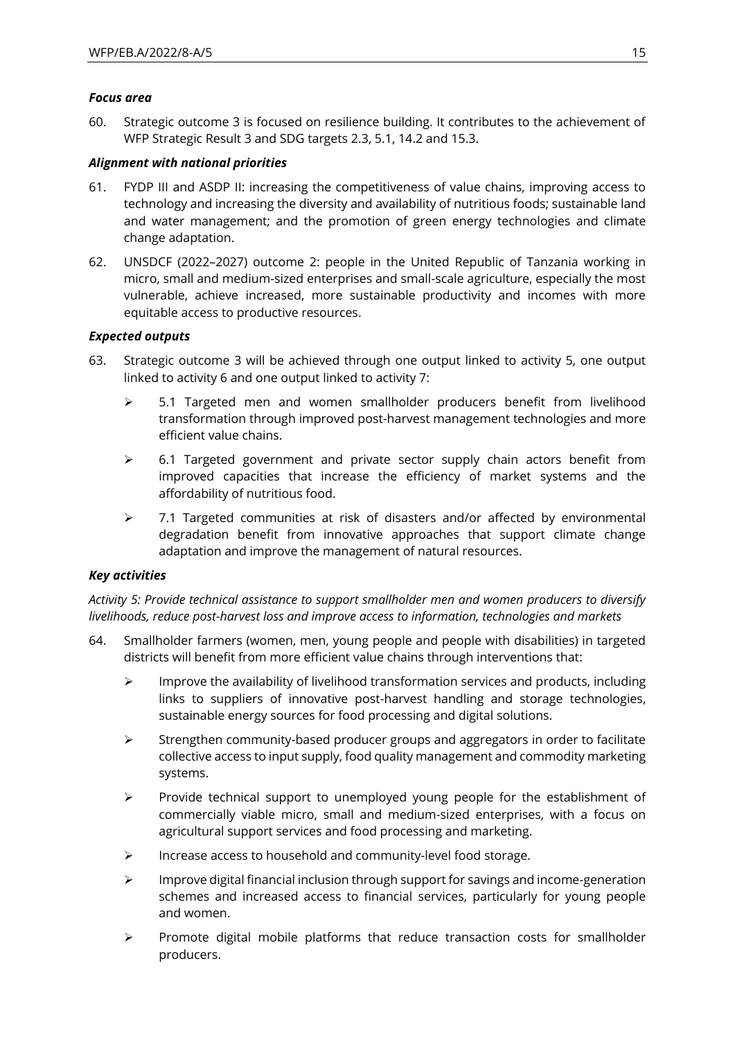***Focus area***

60. Strategic outcome 3 is focused on resilience building. It contributes to the achievement of WFP Strategic Result 3 and SDG targets 2.3, 5.1, 14.2 and 15.3.

***Alignment with national priorities***

61. FYDP III and ASDP II: increasing the competitiveness of value chains, improving access to technology and increasing the diversity and availability of nutritious foods; sustainable land and water management; and the promotion of green energy technologies and climate change adaptation.

62. UNSDCF (2022–2027) outcome 2: people in the United Republic of Tanzania working in micro, small and medium-sized enterprises and small-scale agriculture, especially the most vulnerable, achieve increased, more sustainable productivity and incomes with more equitable access to productive resources.

***Expected outputs***

63. Strategic outcome 3 will be achieved through one output linked to activity 5, one output linked to activity 6 and one output linked to activity 7:

- 5.1 Targeted men and women smallholder producers benefit from livelihood transformation through improved post-harvest management technologies and more efficient value chains.
- 6.1 Targeted government and private sector supply chain actors benefit from improved capacities that increase the efficiency of market systems and the affordability of nutritious food.
- 7.1 Targeted communities at risk of disasters and/or affected by environmental degradation benefit from innovative approaches that support climate change adaptation and improve the management of natural resources.

***Key activities***

*Activity 5: Provide technical assistance to support smallholder men and women producers to diversify livelihoods, reduce post-harvest loss and improve access to information, technologies and markets*

64. Smallholder farmers (women, men, young people and people with disabilities) in targeted districts will benefit from more efficient value chains through interventions that:

- Improve the availability of livelihood transformation services and products, including links to suppliers of innovative post-harvest handling and storage technologies, sustainable energy sources for food processing and digital solutions.
- Strengthen community-based producer groups and aggregators in order to facilitate collective access to input supply, food quality management and commodity marketing systems.
- Provide technical support to unemployed young people for the establishment of commercially viable micro, small and medium-sized enterprises, with a focus on agricultural support services and food processing and marketing.
- Increase access to household and community-level food storage.
- Improve digital financial inclusion through support for savings and income-generation schemes and increased access to financial services, particularly for young people and women.
- Promote digital mobile platforms that reduce transaction costs for smallholder producers.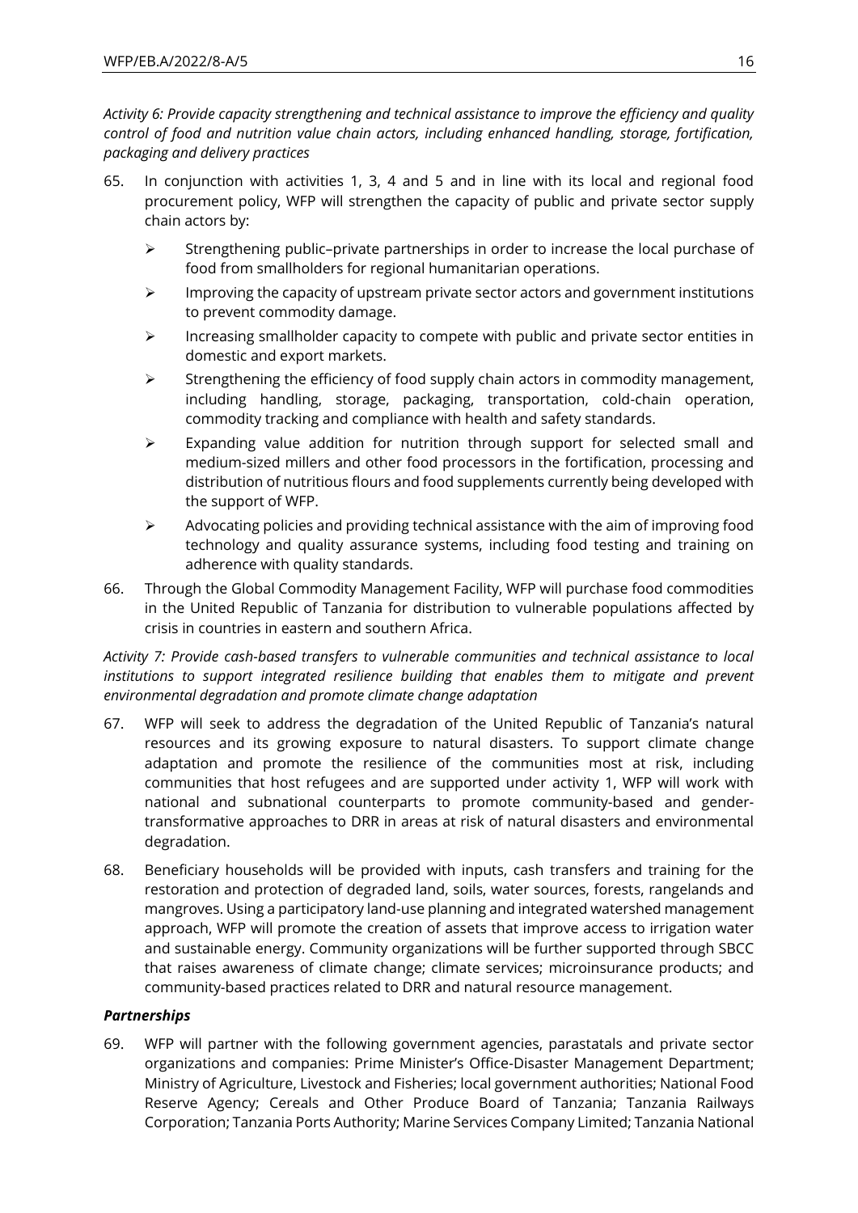*Activity 6: Provide capacity strengthening and technical assistance to improve the efficiency and quality control of food and nutrition value chain actors, including enhanced handling, storage, fortification, packaging and delivery practices*

65. In conjunction with activities 1, 3, 4 and 5 and in line with its local and regional food procurement policy, WFP will strengthen the capacity of public and private sector supply chain actors by:

    - Strengthening public–private partnerships in order to increase the local purchase of food from smallholders for regional humanitarian operations.
    - Improving the capacity of upstream private sector actors and government institutions to prevent commodity damage.
    - Increasing smallholder capacity to compete with public and private sector entities in domestic and export markets.
    - Strengthening the efficiency of food supply chain actors in commodity management, including handling, storage, packaging, transportation, cold-chain operation, commodity tracking and compliance with health and safety standards.
    - Expanding value addition for nutrition through support for selected small and medium-sized millers and other food processors in the fortification, processing and distribution of nutritious flours and food supplements currently being developed with the support of WFP.
    - Advocating policies and providing technical assistance with the aim of improving food technology and quality assurance systems, including food testing and training on adherence with quality standards.

66. Through the Global Commodity Management Facility, WFP will purchase food commodities in the United Republic of Tanzania for distribution to vulnerable populations affected by crisis in countries in eastern and southern Africa.

*Activity 7: Provide cash-based transfers to vulnerable communities and technical assistance to local institutions to support integrated resilience building that enables them to mitigate and prevent environmental degradation and promote climate change adaptation*

67. WFP will seek to address the degradation of the United Republic of Tanzania's natural resources and its growing exposure to natural disasters. To support climate change adaptation and promote the resilience of the communities most at risk, including communities that host refugees and are supported under activity 1, WFP will work with national and subnational counterparts to promote community-based and gender-transformative approaches to DRR in areas at risk of natural disasters and environmental degradation.

68. Beneficiary households will be provided with inputs, cash transfers and training for the restoration and protection of degraded land, soils, water sources, forests, rangelands and mangroves. Using a participatory land-use planning and integrated watershed management approach, WFP will promote the creation of assets that improve access to irrigation water and sustainable energy. Community organizations will be further supported through SBCC that raises awareness of climate change; climate services; microinsurance products; and community-based practices related to DRR and natural resource management.

***Partnerships***

69. WFP will partner with the following government agencies, parastatals and private sector organizations and companies: Prime Minister's Office-Disaster Management Department; Ministry of Agriculture, Livestock and Fisheries; local government authorities; National Food Reserve Agency; Cereals and Other Produce Board of Tanzania; Tanzania Railways Corporation; Tanzania Ports Authority; Marine Services Company Limited; Tanzania National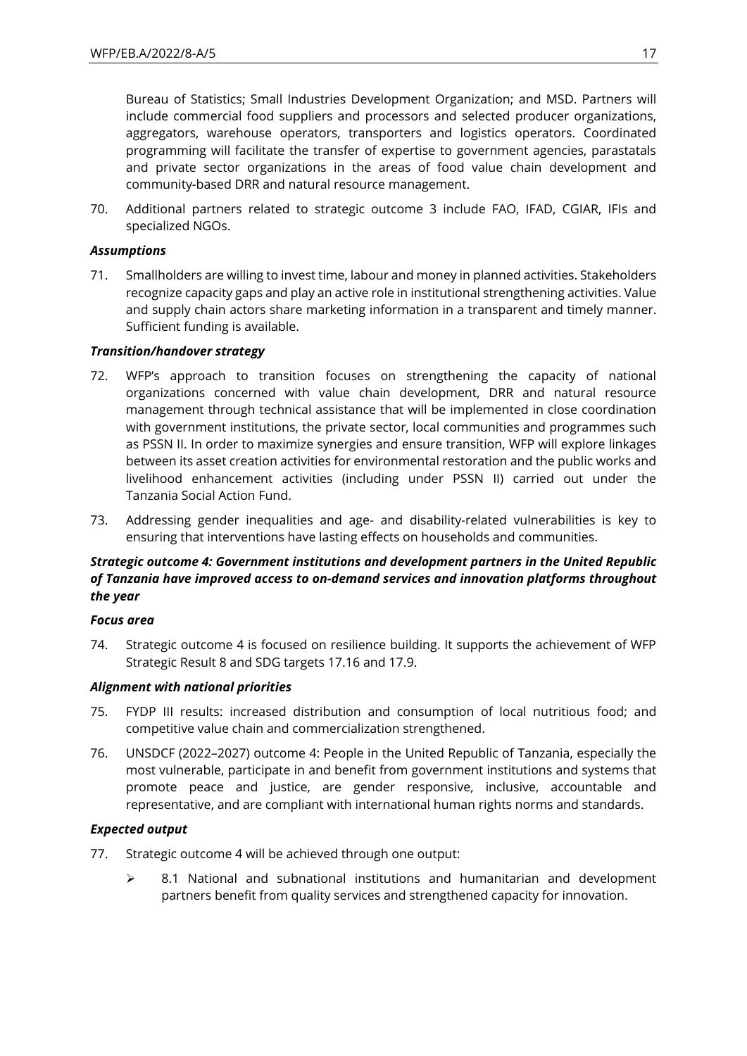Bureau of Statistics; Small Industries Development Organization; and MSD. Partners will include commercial food suppliers and processors and selected producer organizations, aggregators, warehouse operators, transporters and logistics operators. Coordinated programming will facilitate the transfer of expertise to government agencies, parastatals and private sector organizations in the areas of food value chain development and community-based DRR and natural resource management.

70. Additional partners related to strategic outcome 3 include FAO, IFAD, CGIAR, IFIs and specialized NGOs.

***Assumptions***

71. Smallholders are willing to invest time, labour and money in planned activities. Stakeholders recognize capacity gaps and play an active role in institutional strengthening activities. Value and supply chain actors share marketing information in a transparent and timely manner. Sufficient funding is available.

***Transition/handover strategy***

72. WFP's approach to transition focuses on strengthening the capacity of national organizations concerned with value chain development, DRR and natural resource management through technical assistance that will be implemented in close coordination with government institutions, the private sector, local communities and programmes such as PSSN II. In order to maximize synergies and ensure transition, WFP will explore linkages between its asset creation activities for environmental restoration and the public works and livelihood enhancement activities (including under PSSN II) carried out under the Tanzania Social Action Fund.

73. Addressing gender inequalities and age- and disability-related vulnerabilities is key to ensuring that interventions have lasting effects on households and communities.

***Strategic outcome 4: Government institutions and development partners in the United Republic of Tanzania have improved access to on-demand services and innovation platforms throughout the year***

***Focus area***

74. Strategic outcome 4 is focused on resilience building. It supports the achievement of WFP Strategic Result 8 and SDG targets 17.16 and 17.9.

***Alignment with national priorities***

75. FYDP III results: increased distribution and consumption of local nutritious food; and competitive value chain and commercialization strengthened.

76. UNSDCF (2022–2027) outcome 4: People in the United Republic of Tanzania, especially the most vulnerable, participate in and benefit from government institutions and systems that promote peace and justice, are gender responsive, inclusive, accountable and representative, and are compliant with international human rights norms and standards.

***Expected output***

77. Strategic outcome 4 will be achieved through one output:

   - 8.1 National and subnational institutions and humanitarian and development partners benefit from quality services and strengthened capacity for innovation.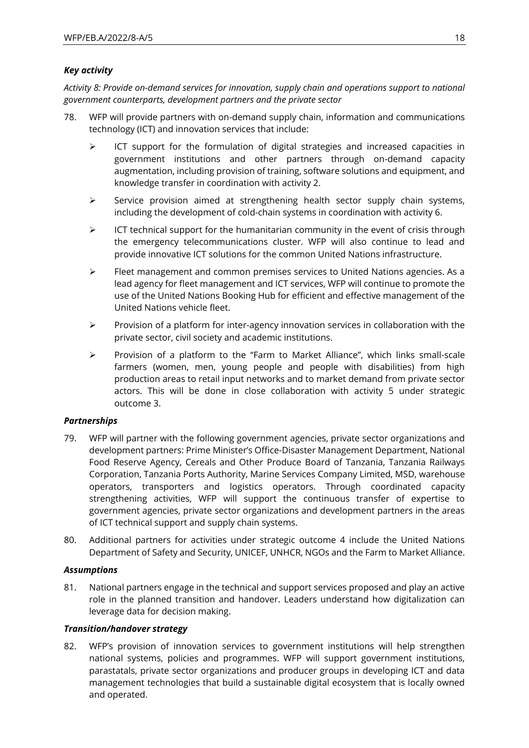***Key activity***

*Activity 8: Provide on-demand services for innovation, supply chain and operations support to national government counterparts, development partners and the private sector*

78. WFP will provide partners with on-demand supply chain, information and communications technology (ICT) and innovation services that include:

    - ICT support for the formulation of digital strategies and increased capacities in government institutions and other partners through on-demand capacity augmentation, including provision of training, software solutions and equipment, and knowledge transfer in coordination with activity 2.
    - Service provision aimed at strengthening health sector supply chain systems, including the development of cold-chain systems in coordination with activity 6.
    - ICT technical support for the humanitarian community in the event of crisis through the emergency telecommunications cluster. WFP will also continue to lead and provide innovative ICT solutions for the common United Nations infrastructure.
    - Fleet management and common premises services to United Nations agencies. As a lead agency for fleet management and ICT services, WFP will continue to promote the use of the United Nations Booking Hub for efficient and effective management of the United Nations vehicle fleet.
    - Provision of a platform for inter-agency innovation services in collaboration with the private sector, civil society and academic institutions.
    - Provision of a platform to the "Farm to Market Alliance", which links small-scale farmers (women, men, young people and people with disabilities) from high production areas to retail input networks and to market demand from private sector actors. This will be done in close collaboration with activity 5 under strategic outcome 3.

***Partnerships***

79. WFP will partner with the following government agencies, private sector organizations and development partners: Prime Minister's Office-Disaster Management Department, National Food Reserve Agency, Cereals and Other Produce Board of Tanzania, Tanzania Railways Corporation, Tanzania Ports Authority, Marine Services Company Limited, MSD, warehouse operators, transporters and logistics operators. Through coordinated capacity strengthening activities, WFP will support the continuous transfer of expertise to government agencies, private sector organizations and development partners in the areas of ICT technical support and supply chain systems.

80. Additional partners for activities under strategic outcome 4 include the United Nations Department of Safety and Security, UNICEF, UNHCR, NGOs and the Farm to Market Alliance.

***Assumptions***

81. National partners engage in the technical and support services proposed and play an active role in the planned transition and handover. Leaders understand how digitalization can leverage data for decision making.

***Transition/handover strategy***

82. WFP's provision of innovation services to government institutions will help strengthen national systems, policies and programmes. WFP will support government institutions, parastatals, private sector organizations and producer groups in developing ICT and data management technologies that build a sustainable digital ecosystem that is locally owned and operated.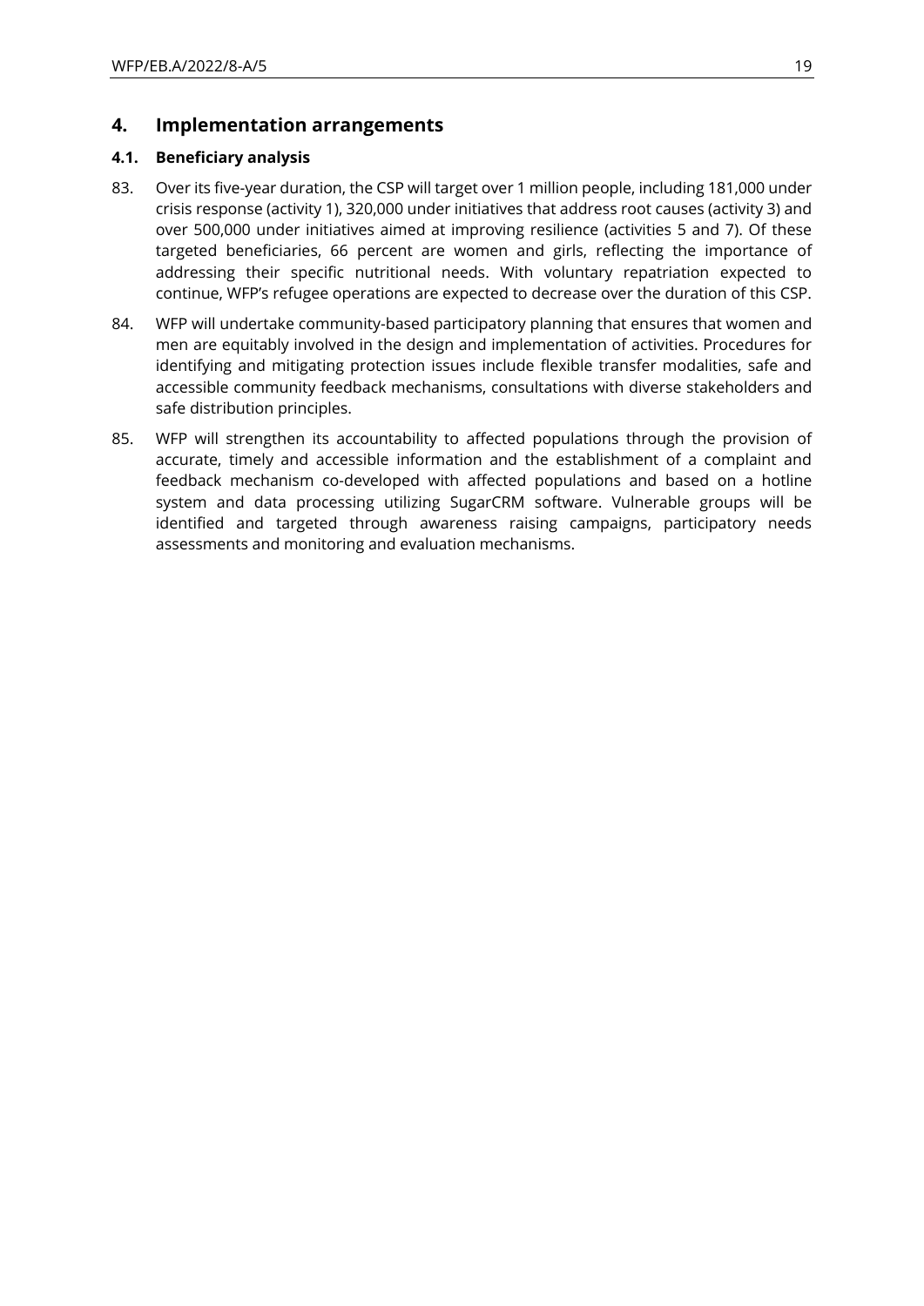## 4. Implementation arrangements

### 4.1. Beneficiary analysis

83. Over its five-year duration, the CSP will target over 1 million people, including 181,000 under crisis response (activity 1), 320,000 under initiatives that address root causes (activity 3) and over 500,000 under initiatives aimed at improving resilience (activities 5 and 7). Of these targeted beneficiaries, 66 percent are women and girls, reflecting the importance of addressing their specific nutritional needs. With voluntary repatriation expected to continue, WFP's refugee operations are expected to decrease over the duration of this CSP.

84. WFP will undertake community-based participatory planning that ensures that women and men are equitably involved in the design and implementation of activities. Procedures for identifying and mitigating protection issues include flexible transfer modalities, safe and accessible community feedback mechanisms, consultations with diverse stakeholders and safe distribution principles.

85. WFP will strengthen its accountability to affected populations through the provision of accurate, timely and accessible information and the establishment of a complaint and feedback mechanism co-developed with affected populations and based on a hotline system and data processing utilizing SugarCRM software. Vulnerable groups will be identified and targeted through awareness raising campaigns, participatory needs assessments and monitoring and evaluation mechanisms.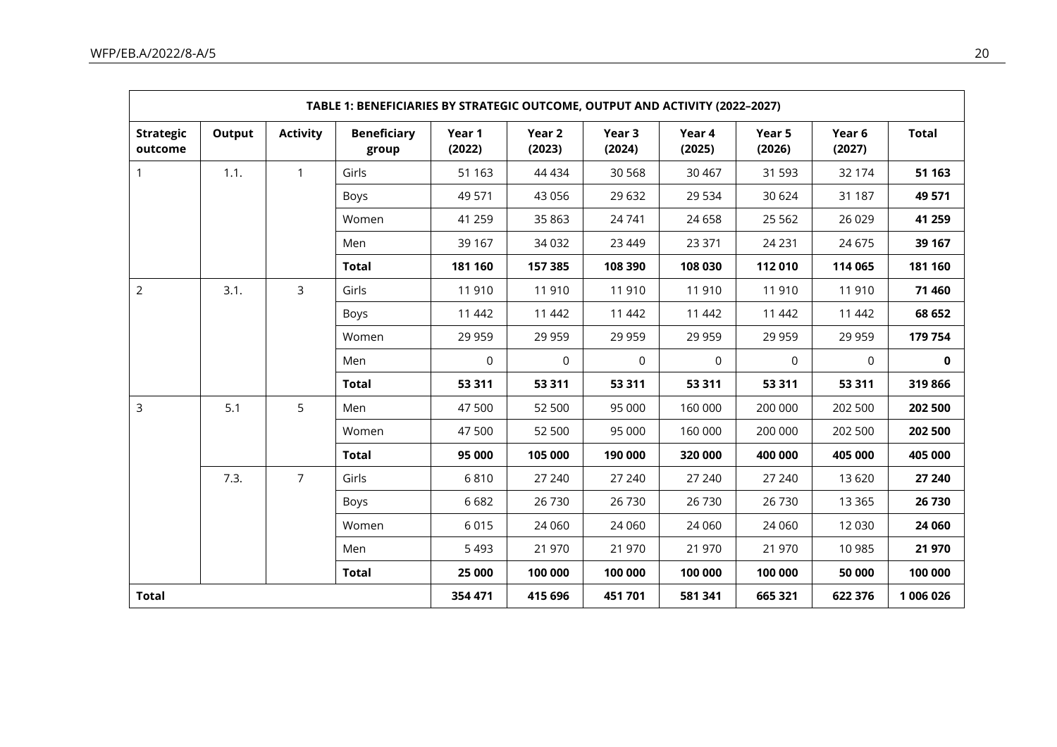| TABLE 1: BENEFICIARIES BY STRATEGIC OUTCOME, OUTPUT AND ACTIVITY (2022–2027) | | | | | | | | | | |
|---|---|---|---|---|---|---|---|---|---|---|
| **Strategic outcome** | **Output** | **Activity** | **Beneficiary group** | **Year 1 (2022)** | **Year 2 (2023)** | **Year 3 (2024)** | **Year 4 (2025)** | **Year 5 (2026)** | **Year 6 (2027)** | **Total** |
| 1 | 1.1. | 1 | Girls | 51 163 | 44 434 | 30 568 | 30 467 | 31 593 | 32 174 | **51 163** |
| | | | Boys | 49 571 | 43 056 | 29 632 | 29 534 | 30 624 | 31 187 | **49 571** |
| | | | Women | 41 259 | 35 863 | 24 741 | 24 658 | 25 562 | 26 029 | **41 259** |
| | | | Men | 39 167 | 34 032 | 23 449 | 23 371 | 24 231 | 24 675 | **39 167** |
| | | | **Total** | **181 160** | **157 385** | **108 390** | **108 030** | **112 010** | **114 065** | **181 160** |
| 2 | 3.1. | 3 | Girls | 11 910 | 11 910 | 11 910 | 11 910 | 11 910 | 11 910 | **71 460** |
| | | | Boys | 11 442 | 11 442 | 11 442 | 11 442 | 11 442 | 11 442 | **68 652** |
| | | | Women | 29 959 | 29 959 | 29 959 | 29 959 | 29 959 | 29 959 | **179 754** |
| | | | Men | 0 | 0 | 0 | 0 | 0 | 0 | **0** |
| | | | **Total** | **53 311** | **53 311** | **53 311** | **53 311** | **53 311** | **53 311** | **319 866** |
| 3 | 5.1 | 5 | Men | 47 500 | 52 500 | 95 000 | 160 000 | 200 000 | 202 500 | **202 500** |
| | | | Women | 47 500 | 52 500 | 95 000 | 160 000 | 200 000 | 202 500 | **202 500** |
| | | | **Total** | **95 000** | **105 000** | **190 000** | **320 000** | **400 000** | **405 000** | **405 000** |
| | 7.3. | 7 | Girls | 6 810 | 27 240 | 27 240 | 27 240 | 27 240 | 13 620 | **27 240** |
| | | | Boys | 6 682 | 26 730 | 26 730 | 26 730 | 26 730 | 13 365 | **26 730** |
| | | | Women | 6 015 | 24 060 | 24 060 | 24 060 | 24 060 | 12 030 | **24 060** |
| | | | Men | 5 493 | 21 970 | 21 970 | 21 970 | 21 970 | 10 985 | **21 970** |
| | | | **Total** | **25 000** | **100 000** | **100 000** | **100 000** | **100 000** | **50 000** | **100 000** |
| **Total** | | | | **354 471** | **415 696** | **451 701** | **581 341** | **665 321** | **622 376** | **1 006 026** |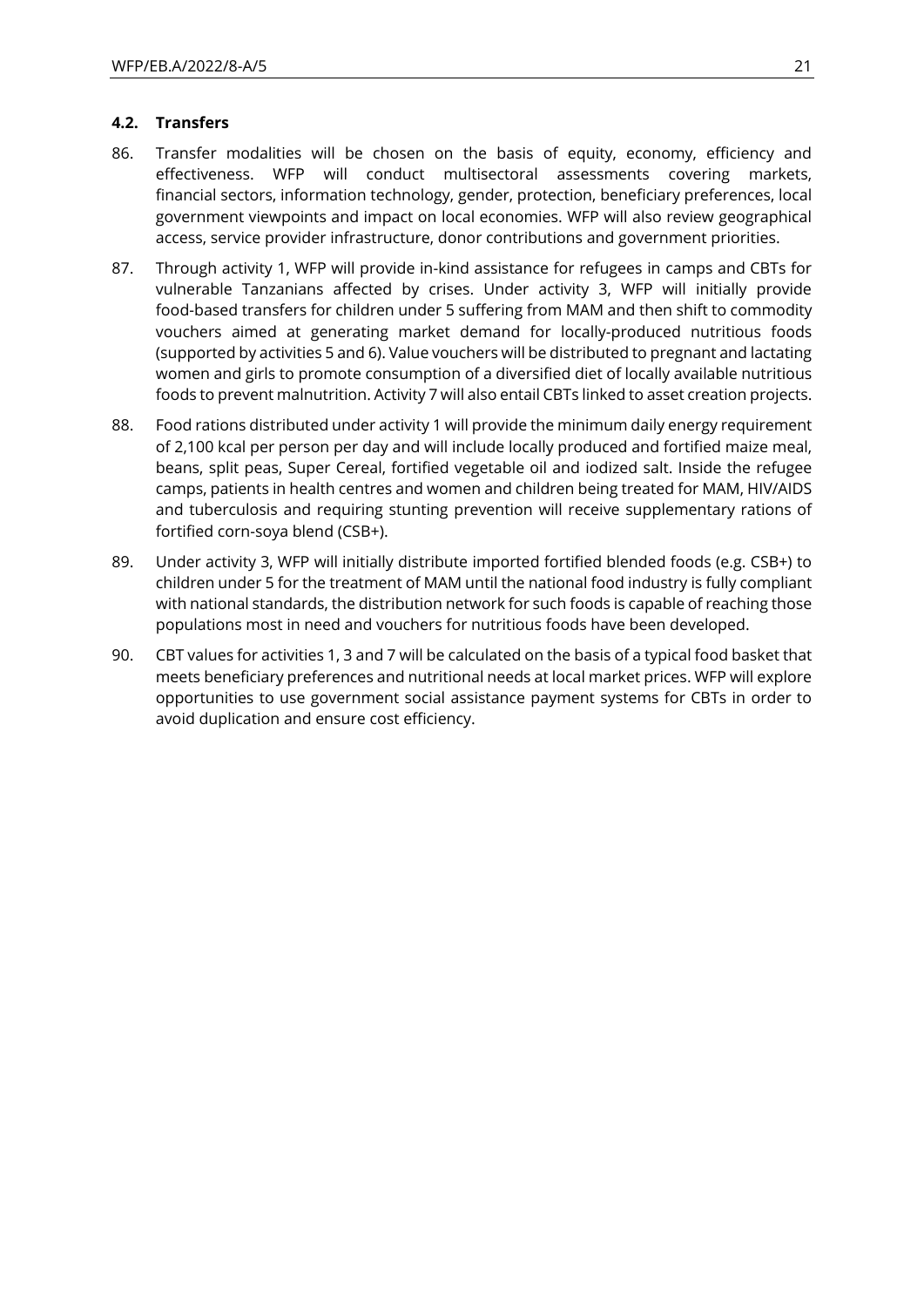### 4.2. Transfers

86. Transfer modalities will be chosen on the basis of equity, economy, efficiency and effectiveness. WFP will conduct multisectoral assessments covering markets, financial sectors, information technology, gender, protection, beneficiary preferences, local government viewpoints and impact on local economies. WFP will also review geographical access, service provider infrastructure, donor contributions and government priorities.

87. Through activity 1, WFP will provide in-kind assistance for refugees in camps and CBTs for vulnerable Tanzanians affected by crises. Under activity 3, WFP will initially provide food-based transfers for children under 5 suffering from MAM and then shift to commodity vouchers aimed at generating market demand for locally-produced nutritious foods (supported by activities 5 and 6). Value vouchers will be distributed to pregnant and lactating women and girls to promote consumption of a diversified diet of locally available nutritious foods to prevent malnutrition. Activity 7 will also entail CBTs linked to asset creation projects.

88. Food rations distributed under activity 1 will provide the minimum daily energy requirement of 2,100 kcal per person per day and will include locally produced and fortified maize meal, beans, split peas, Super Cereal, fortified vegetable oil and iodized salt. Inside the refugee camps, patients in health centres and women and children being treated for MAM, HIV/AIDS and tuberculosis and requiring stunting prevention will receive supplementary rations of fortified corn-soya blend (CSB+).

89. Under activity 3, WFP will initially distribute imported fortified blended foods (e.g. CSB+) to children under 5 for the treatment of MAM until the national food industry is fully compliant with national standards, the distribution network for such foods is capable of reaching those populations most in need and vouchers for nutritious foods have been developed.

90. CBT values for activities 1, 3 and 7 will be calculated on the basis of a typical food basket that meets beneficiary preferences and nutritional needs at local market prices. WFP will explore opportunities to use government social assistance payment systems for CBTs in order to avoid duplication and ensure cost efficiency.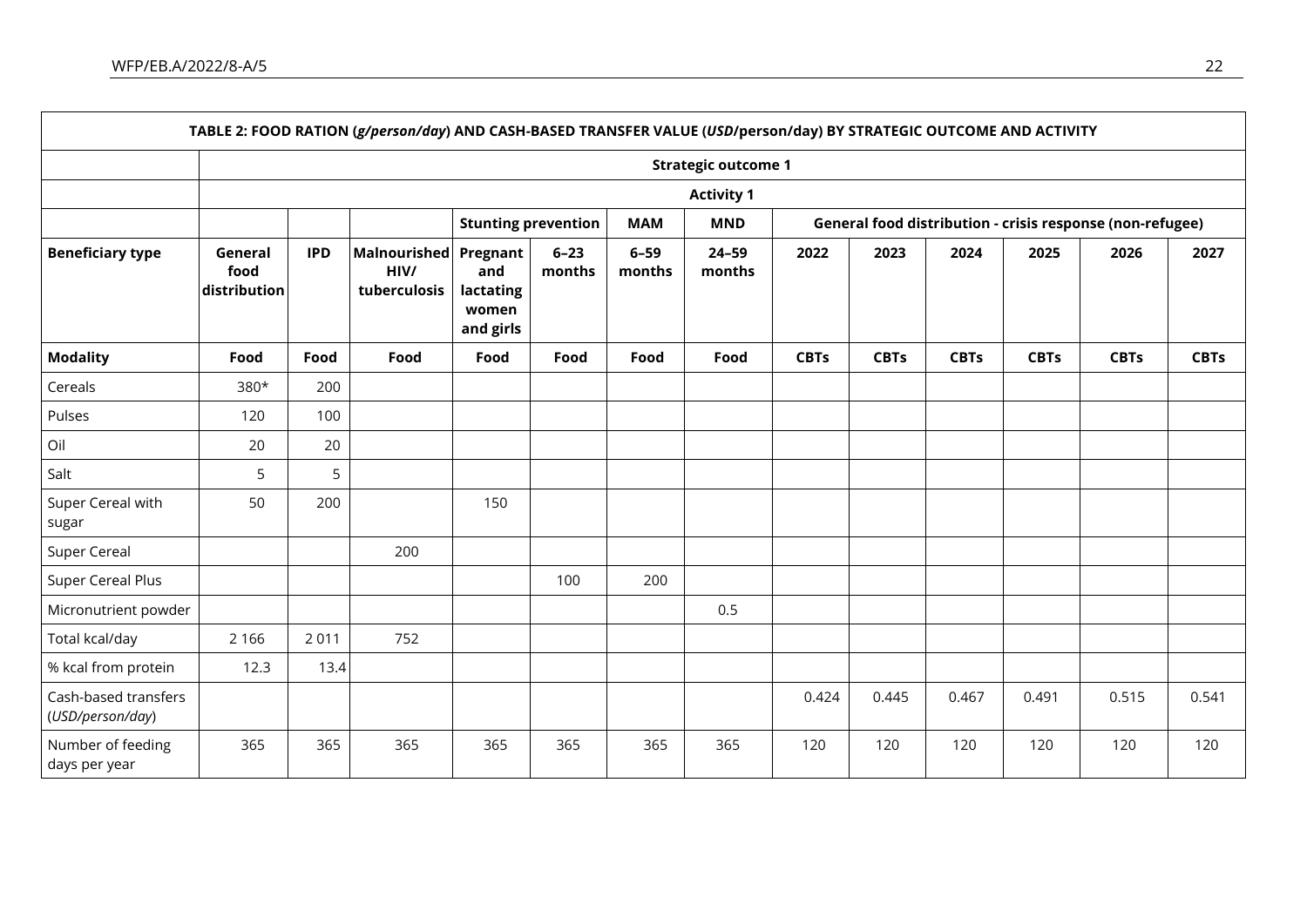| TABLE 2: FOOD RATION (*g/person/day*) AND CASH-BASED TRANSFER VALUE (*USD*/person/day) BY STRATEGIC OUTCOME AND ACTIVITY | | | | | | | | | | | | | |
|---|---|---|---|---|---|---|---|---|---|---|---|---|---|
| | Strategic outcome 1 | | | | | | | | | | | | |
| | Activity 1 | | | | | | | | | | | | |
| | | | | Stunting prevention | | MAM | MND | General food distribution - crisis response (non-refugee) | | | | | |
| **Beneficiary type** | **General food distribution** | **IPD** | **Malnourished HIV/ tuberculosis** | **Pregnant and lactating women and girls** | **6–23 months** | **6–59 months** | **24–59 months** | **2022** | **2023** | **2024** | **2025** | **2026** | **2027** |
| **Modality** | **Food** | **Food** | **Food** | **Food** | **Food** | **Food** | **Food** | **CBTs** | **CBTs** | **CBTs** | **CBTs** | **CBTs** | **CBTs** |
| Cereals | 380* | 200 | | | | | | | | | | | |
| Pulses | 120 | 100 | | | | | | | | | | | |
| Oil | 20 | 20 | | | | | | | | | | | |
| Salt | 5 | 5 | | | | | | | | | | | |
| Super Cereal with sugar | 50 | 200 | | 150 | | | | | | | | | |
| Super Cereal | | | 200 | | | | | | | | | | |
| Super Cereal Plus | | | | | 100 | 200 | | | | | | | |
| Micronutrient powder | | | | | | | 0.5 | | | | | | |
| Total kcal/day | 2 166 | 2 011 | 752 | | | | | | | | | | |
| % kcal from protein | 12.3 | 13.4 | | | | | | | | | | | |
| Cash-based transfers (*USD/person/day*) | | | | | | | | 0.424 | 0.445 | 0.467 | 0.491 | 0.515 | 0.541 |
| Number of feeding days per year | 365 | 365 | 365 | 365 | 365 | 365 | 365 | 120 | 120 | 120 | 120 | 120 | 120 |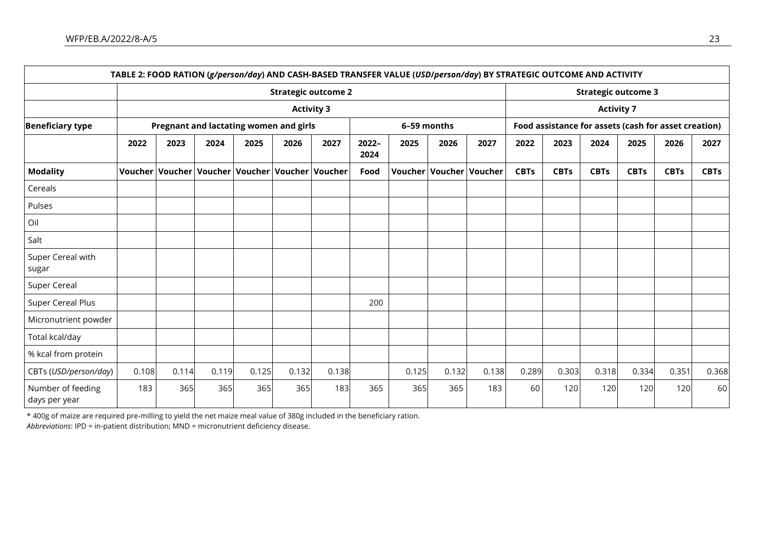| TABLE 2: FOOD RATION (*g/person/day*) AND CASH-BASED TRANSFER VALUE (*USD/person/day*) BY STRATEGIC OUTCOME AND ACTIVITY | | | | | | | | | | | | | | | | |
|---|---|---|---|---|---|---|---|---|---|---|---|---|---|---|---|---|
| | **Strategic outcome 2** | | | | | | | | | | **Strategic outcome 3** | | | | | |
| | **Activity 3** | | | | | | | | | | **Activity 7** | | | | | |
| **Beneficiary type** | **Pregnant and lactating women and girls** | | | | | | **6–59 months** | | | | **Food assistance for assets (cash for asset creation)** | | | | | |
| | **2022** | **2023** | **2024** | **2025** | **2026** | **2027** | **2022–2024** | **2025** | **2026** | **2027** | **2022** | **2023** | **2024** | **2025** | **2026** | **2027** |
| **Modality** | **Voucher** | **Voucher** | **Voucher** | **Voucher** | **Voucher** | **Voucher** | **Food** | **Voucher** | **Voucher** | **Voucher** | **CBTs** | **CBTs** | **CBTs** | **CBTs** | **CBTs** | **CBTs** |
| Cereals | | | | | | | | | | | | | | | | |
| Pulses | | | | | | | | | | | | | | | | |
| Oil | | | | | | | | | | | | | | | | |
| Salt | | | | | | | | | | | | | | | | |
| Super Cereal with sugar | | | | | | | | | | | | | | | | |
| Super Cereal | | | | | | | | | | | | | | | | |
| Super Cereal Plus | | | | | | | 200 | | | | | | | | | |
| Micronutrient powder | | | | | | | | | | | | | | | | |
| Total kcal/day | | | | | | | | | | | | | | | | |
| % kcal from protein | | | | | | | | | | | | | | | | |
| CBTs (*USD/person/day*) | 0.108 | 0.114 | 0.119 | 0.125 | 0.132 | 0.138 | | 0.125 | 0.132 | 0.138 | 0.289 | 0.303 | 0.318 | 0.334 | 0.351 | 0.368 |
| Number of feeding days per year | 183 | 365 | 365 | 365 | 365 | 183 | 365 | 365 | 365 | 183 | 60 | 120 | 120 | 120 | 120 | 60 |

\* 400g of maize are required pre-milling to yield the net maize meal value of 380g included in the beneficiary ration.

*Abbreviations*: IPD = in-patient distribution; MND = micronutrient deficiency disease.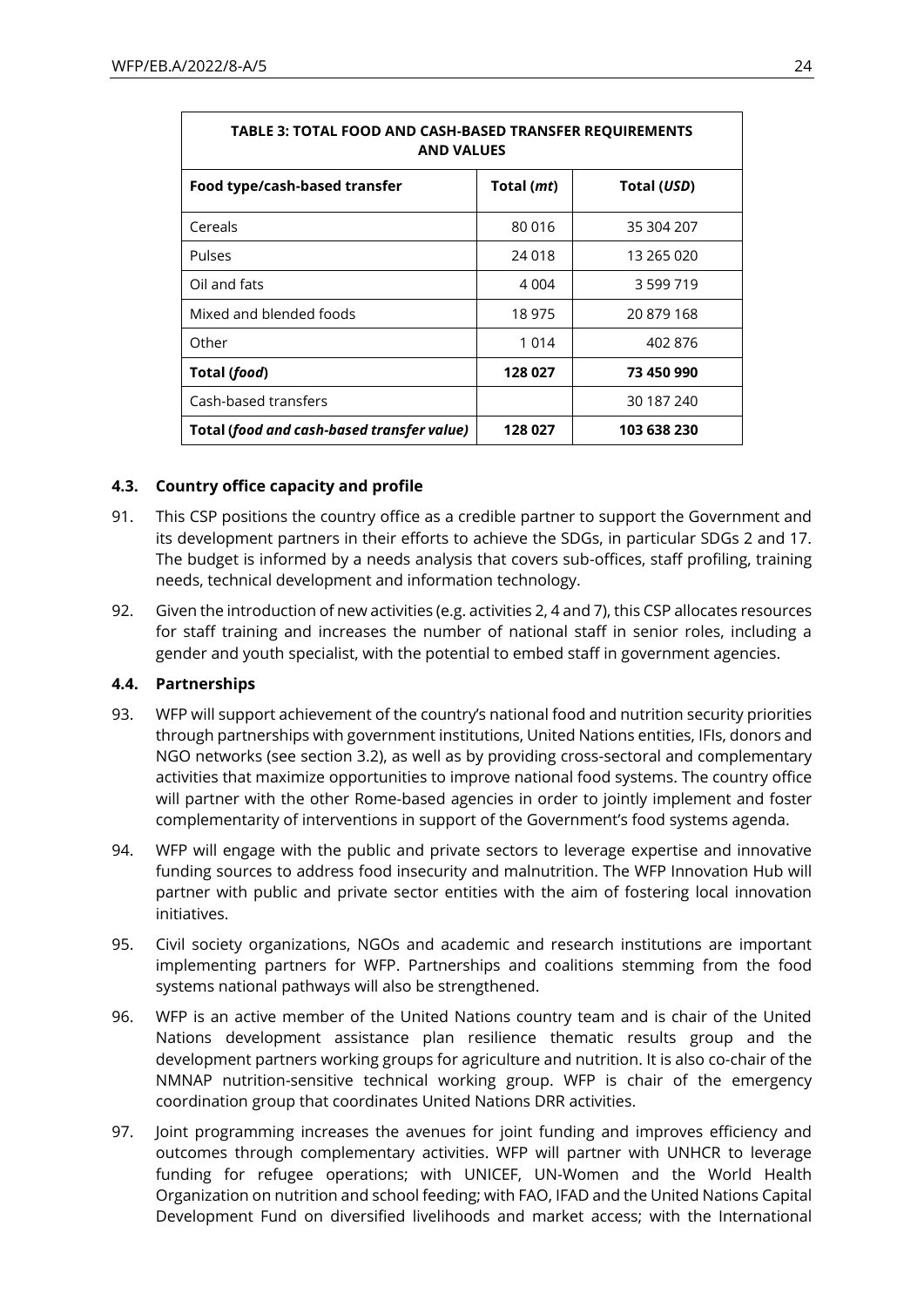| TABLE 3: TOTAL FOOD AND CASH-BASED TRANSFER REQUIREMENTS AND VALUES | | |
|---|---|---|
| **Food type/cash-based transfer** | **Total (*mt*)** | **Total (*USD*)** |
| Cereals | 80 016 | 35 304 207 |
| Pulses | 24 018 | 13 265 020 |
| Oil and fats | 4 004 | 3 599 719 |
| Mixed and blended foods | 18 975 | 20 879 168 |
| Other | 1 014 | 402 876 |
| **Total (*food*)** | **128 027** | **73 450 990** |
| Cash-based transfers | | 30 187 240 |
| **Total (*food and cash-based transfer value*)** | **128 027** | **103 638 230** |

### 4.3. Country office capacity and profile

91. This CSP positions the country office as a credible partner to support the Government and its development partners in their efforts to achieve the SDGs, in particular SDGs 2 and 17. The budget is informed by a needs analysis that covers sub-offices, staff profiling, training needs, technical development and information technology.

92. Given the introduction of new activities (e.g. activities 2, 4 and 7), this CSP allocates resources for staff training and increases the number of national staff in senior roles, including a gender and youth specialist, with the potential to embed staff in government agencies.

### 4.4. Partnerships

93. WFP will support achievement of the country's national food and nutrition security priorities through partnerships with government institutions, United Nations entities, IFIs, donors and NGO networks (see section 3.2), as well as by providing cross-sectoral and complementary activities that maximize opportunities to improve national food systems. The country office will partner with the other Rome-based agencies in order to jointly implement and foster complementarity of interventions in support of the Government's food systems agenda.

94. WFP will engage with the public and private sectors to leverage expertise and innovative funding sources to address food insecurity and malnutrition. The WFP Innovation Hub will partner with public and private sector entities with the aim of fostering local innovation initiatives.

95. Civil society organizations, NGOs and academic and research institutions are important implementing partners for WFP. Partnerships and coalitions stemming from the food systems national pathways will also be strengthened.

96. WFP is an active member of the United Nations country team and is chair of the United Nations development assistance plan resilience thematic results group and the development partners working groups for agriculture and nutrition. It is also co-chair of the NMNAP nutrition-sensitive technical working group. WFP is chair of the emergency coordination group that coordinates United Nations DRR activities.

97. Joint programming increases the avenues for joint funding and improves efficiency and outcomes through complementary activities. WFP will partner with UNHCR to leverage funding for refugee operations; with UNICEF, UN-Women and the World Health Organization on nutrition and school feeding; with FAO, IFAD and the United Nations Capital Development Fund on diversified livelihoods and market access; with the International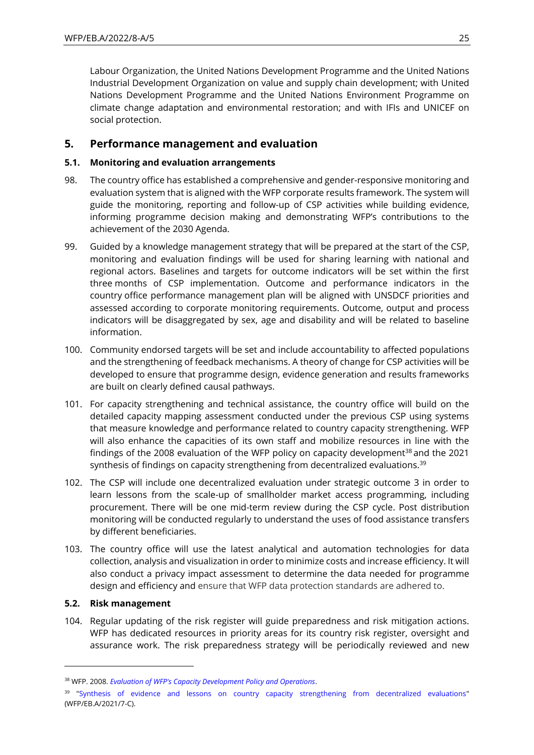Labour Organization, the United Nations Development Programme and the United Nations Industrial Development Organization on value and supply chain development; with United Nations Development Programme and the United Nations Environment Programme on climate change adaptation and environmental restoration; and with IFIs and UNICEF on social protection.

## 5. Performance management and evaluation

### 5.1. Monitoring and evaluation arrangements

98. The country office has established a comprehensive and gender-responsive monitoring and evaluation system that is aligned with the WFP corporate results framework. The system will guide the monitoring, reporting and follow-up of CSP activities while building evidence, informing programme decision making and demonstrating WFP's contributions to the achievement of the 2030 Agenda.

99. Guided by a knowledge management strategy that will be prepared at the start of the CSP, monitoring and evaluation findings will be used for sharing learning with national and regional actors. Baselines and targets for outcome indicators will be set within the first three months of CSP implementation. Outcome and performance indicators in the country office performance management plan will be aligned with UNSDCF priorities and assessed according to corporate monitoring requirements. Outcome, output and process indicators will be disaggregated by sex, age and disability and will be related to baseline information.

100. Community endorsed targets will be set and include accountability to affected populations and the strengthening of feedback mechanisms. A theory of change for CSP activities will be developed to ensure that programme design, evidence generation and results frameworks are built on clearly defined causal pathways.

101. For capacity strengthening and technical assistance, the country office will build on the detailed capacity mapping assessment conducted under the previous CSP using systems that measure knowledge and performance related to country capacity strengthening. WFP will also enhance the capacities of its own staff and mobilize resources in line with the findings of the 2008 evaluation of the WFP policy on capacity development[38] and the 2021 synthesis of findings on capacity strengthening from decentralized evaluations.[39]

102. The CSP will include one decentralized evaluation under strategic outcome 3 in order to learn lessons from the scale-up of smallholder market access programming, including procurement. There will be one mid-term review during the CSP cycle. Post distribution monitoring will be conducted regularly to understand the uses of food assistance transfers by different beneficiaries.

103. The country office will use the latest analytical and automation technologies for data collection, analysis and visualization in order to minimize costs and increase efficiency. It will also conduct a privacy impact assessment to determine the data needed for programme design and efficiency and ensure that WFP data protection standards are adhered to.

### 5.2. Risk management

104. Regular updating of the risk register will guide preparedness and risk mitigation actions. WFP has dedicated resources in priority areas for its country risk register, oversight and assurance work. The risk preparedness strategy will be periodically reviewed and new

---

[38] WFP. 2008. *Evaluation of WFP's Capacity Development Policy and Operations*.

[39] "Synthesis of evidence and lessons on country capacity strengthening from decentralized evaluations" (WFP/EB.A/2021/7-C).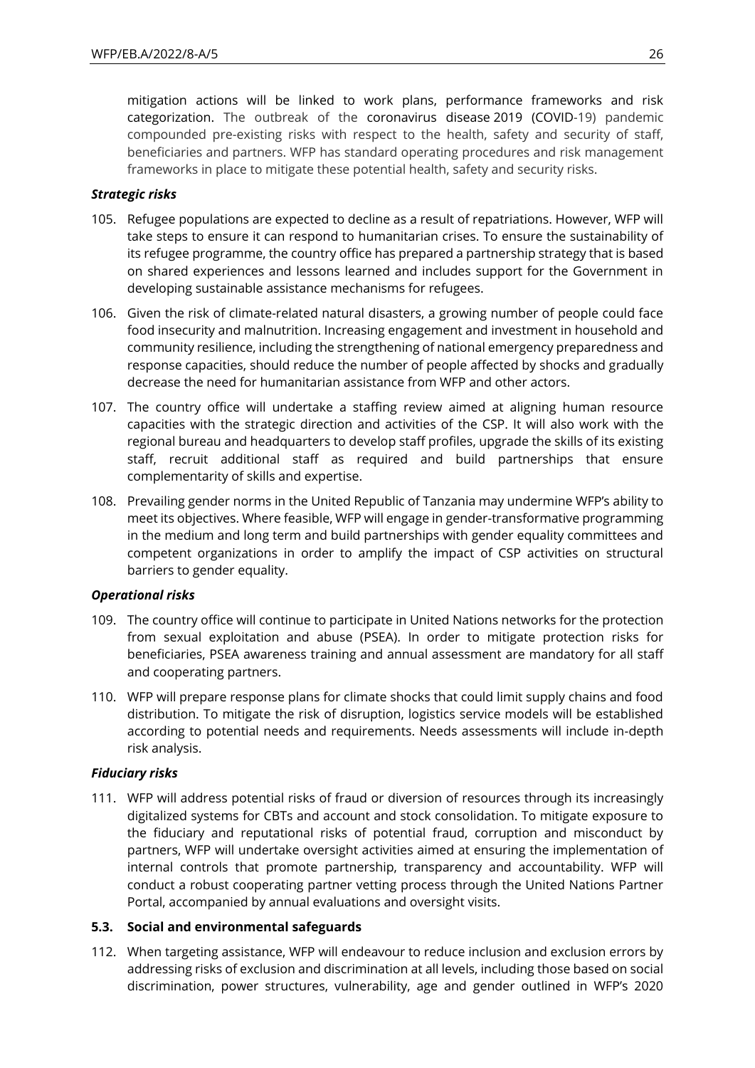mitigation actions will be linked to work plans, performance frameworks and risk categorization. The outbreak of the coronavirus disease 2019 (COVID-19) pandemic compounded pre-existing risks with respect to the health, safety and security of staff, beneficiaries and partners. WFP has standard operating procedures and risk management frameworks in place to mitigate these potential health, safety and security risks.

***Strategic risks***

105. Refugee populations are expected to decline as a result of repatriations. However, WFP will take steps to ensure it can respond to humanitarian crises. To ensure the sustainability of its refugee programme, the country office has prepared a partnership strategy that is based on shared experiences and lessons learned and includes support for the Government in developing sustainable assistance mechanisms for refugees.

106. Given the risk of climate-related natural disasters, a growing number of people could face food insecurity and malnutrition. Increasing engagement and investment in household and community resilience, including the strengthening of national emergency preparedness and response capacities, should reduce the number of people affected by shocks and gradually decrease the need for humanitarian assistance from WFP and other actors.

107. The country office will undertake a staffing review aimed at aligning human resource capacities with the strategic direction and activities of the CSP. It will also work with the regional bureau and headquarters to develop staff profiles, upgrade the skills of its existing staff, recruit additional staff as required and build partnerships that ensure complementarity of skills and expertise.

108. Prevailing gender norms in the United Republic of Tanzania may undermine WFP's ability to meet its objectives. Where feasible, WFP will engage in gender-transformative programming in the medium and long term and build partnerships with gender equality committees and competent organizations in order to amplify the impact of CSP activities on structural barriers to gender equality.

***Operational risks***

109. The country office will continue to participate in United Nations networks for the protection from sexual exploitation and abuse (PSEA). In order to mitigate protection risks for beneficiaries, PSEA awareness training and annual assessment are mandatory for all staff and cooperating partners.

110. WFP will prepare response plans for climate shocks that could limit supply chains and food distribution. To mitigate the risk of disruption, logistics service models will be established according to potential needs and requirements. Needs assessments will include in-depth risk analysis.

***Fiduciary risks***

111. WFP will address potential risks of fraud or diversion of resources through its increasingly digitalized systems for CBTs and account and stock consolidation. To mitigate exposure to the fiduciary and reputational risks of potential fraud, corruption and misconduct by partners, WFP will undertake oversight activities aimed at ensuring the implementation of internal controls that promote partnership, transparency and accountability. WFP will conduct a robust cooperating partner vetting process through the United Nations Partner Portal, accompanied by annual evaluations and oversight visits.

### 5.3. Social and environmental safeguards

112. When targeting assistance, WFP will endeavour to reduce inclusion and exclusion errors by addressing risks of exclusion and discrimination at all levels, including those based on social discrimination, power structures, vulnerability, age and gender outlined in WFP's 2020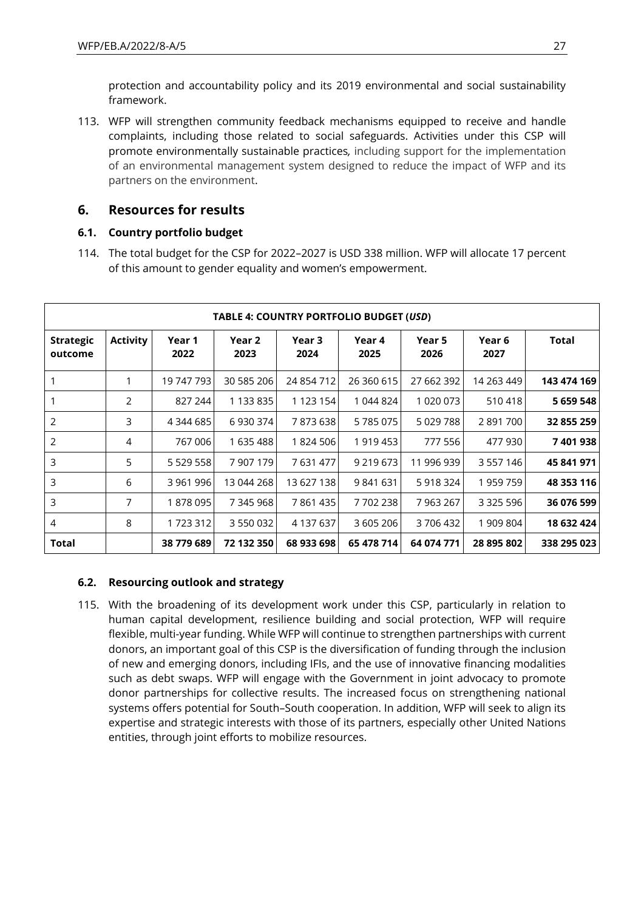protection and accountability policy and its 2019 environmental and social sustainability framework.

113. WFP will strengthen community feedback mechanisms equipped to receive and handle complaints, including those related to social safeguards. Activities under this CSP will promote environmentally sustainable practices, including support for the implementation of an environmental management system designed to reduce the impact of WFP and its partners on the environment.

## 6. Resources for results

### 6.1. Country portfolio budget

114. The total budget for the CSP for 2022–2027 is USD 338 million. WFP will allocate 17 percent of this amount to gender equality and women's empowerment.

| TABLE 4: COUNTRY PORTFOLIO BUDGET (*USD*) | | | | | | | | |
|---|---|---|---|---|---|---|---|---|
| **Strategic outcome** | **Activity** | **Year 1 2022** | **Year 2 2023** | **Year 3 2024** | **Year 4 2025** | **Year 5 2026** | **Year 6 2027** | **Total** |
| 1 | 1 | 19 747 793 | 30 585 206 | 24 854 712 | 26 360 615 | 27 662 392 | 14 263 449 | **143 474 169** |
| 1 | 2 | 827 244 | 1 133 835 | 1 123 154 | 1 044 824 | 1 020 073 | 510 418 | **5 659 548** |
| 2 | 3 | 4 344 685 | 6 930 374 | 7 873 638 | 5 785 075 | 5 029 788 | 2 891 700 | **32 855 259** |
| 2 | 4 | 767 006 | 1 635 488 | 1 824 506 | 1 919 453 | 777 556 | 477 930 | **7 401 938** |
| 3 | 5 | 5 529 558 | 7 907 179 | 7 631 477 | 9 219 673 | 11 996 939 | 3 557 146 | **45 841 971** |
| 3 | 6 | 3 961 996 | 13 044 268 | 13 627 138 | 9 841 631 | 5 918 324 | 1 959 759 | **48 353 116** |
| 3 | 7 | 1 878 095 | 7 345 968 | 7 861 435 | 7 702 238 | 7 963 267 | 3 325 596 | **36 076 599** |
| 4 | 8 | 1 723 312 | 3 550 032 | 4 137 637 | 3 605 206 | 3 706 432 | 1 909 804 | **18 632 424** |
| **Total** | | **38 779 689** | **72 132 350** | **68 933 698** | **65 478 714** | **64 074 771** | **28 895 802** | **338 295 023** |

### 6.2. Resourcing outlook and strategy

115. With the broadening of its development work under this CSP, particularly in relation to human capital development, resilience building and social protection, WFP will require flexible, multi-year funding. While WFP will continue to strengthen partnerships with current donors, an important goal of this CSP is the diversification of funding through the inclusion of new and emerging donors, including IFIs, and the use of innovative financing modalities such as debt swaps. WFP will engage with the Government in joint advocacy to promote donor partnerships for collective results. The increased focus on strengthening national systems offers potential for South–South cooperation. In addition, WFP will seek to align its expertise and strategic interests with those of its partners, especially other United Nations entities, through joint efforts to mobilize resources.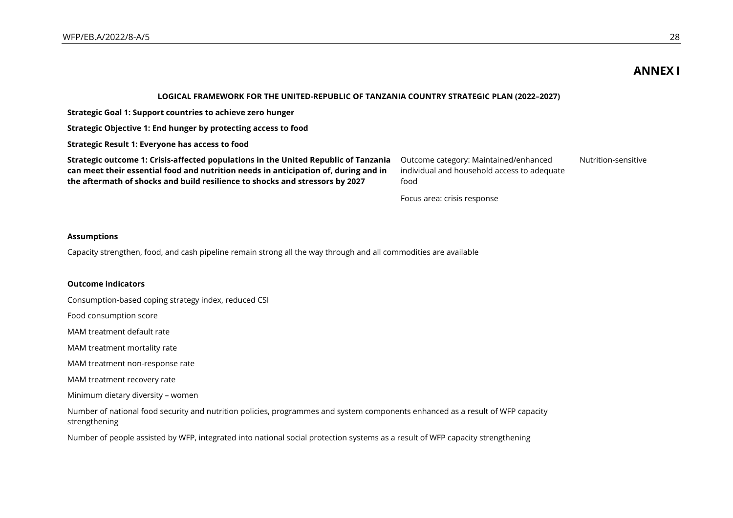# ANNEX I

**LOGICAL FRAMEWORK FOR THE UNITED-REPUBLIC OF TANZANIA COUNTRY STRATEGIC PLAN (2022–2027)**

**Strategic Goal 1: Support countries to achieve zero hunger**

**Strategic Objective 1: End hunger by protecting access to food**

**Strategic Result 1: Everyone has access to food**

| | | |
|---|---|---|
| **Strategic outcome 1: Crisis-affected populations in the United Republic of Tanzania can meet their essential food and nutrition needs in anticipation of, during and in the aftermath of shocks and build resilience to shocks and stressors by 2027** | Outcome category: Maintained/enhanced individual and household access to adequate food<br><br>Focus area: crisis response | Nutrition-sensitive |

**Assumptions**

Capacity strengthen, food, and cash pipeline remain strong all the way through and all commodities are available

**Outcome indicators**

Consumption-based coping strategy index, reduced CSI

Food consumption score

MAM treatment default rate

MAM treatment mortality rate

MAM treatment non-response rate

MAM treatment recovery rate

Minimum dietary diversity – women

Number of national food security and nutrition policies, programmes and system components enhanced as a result of WFP capacity strengthening

Number of people assisted by WFP, integrated into national social protection systems as a result of WFP capacity strengthening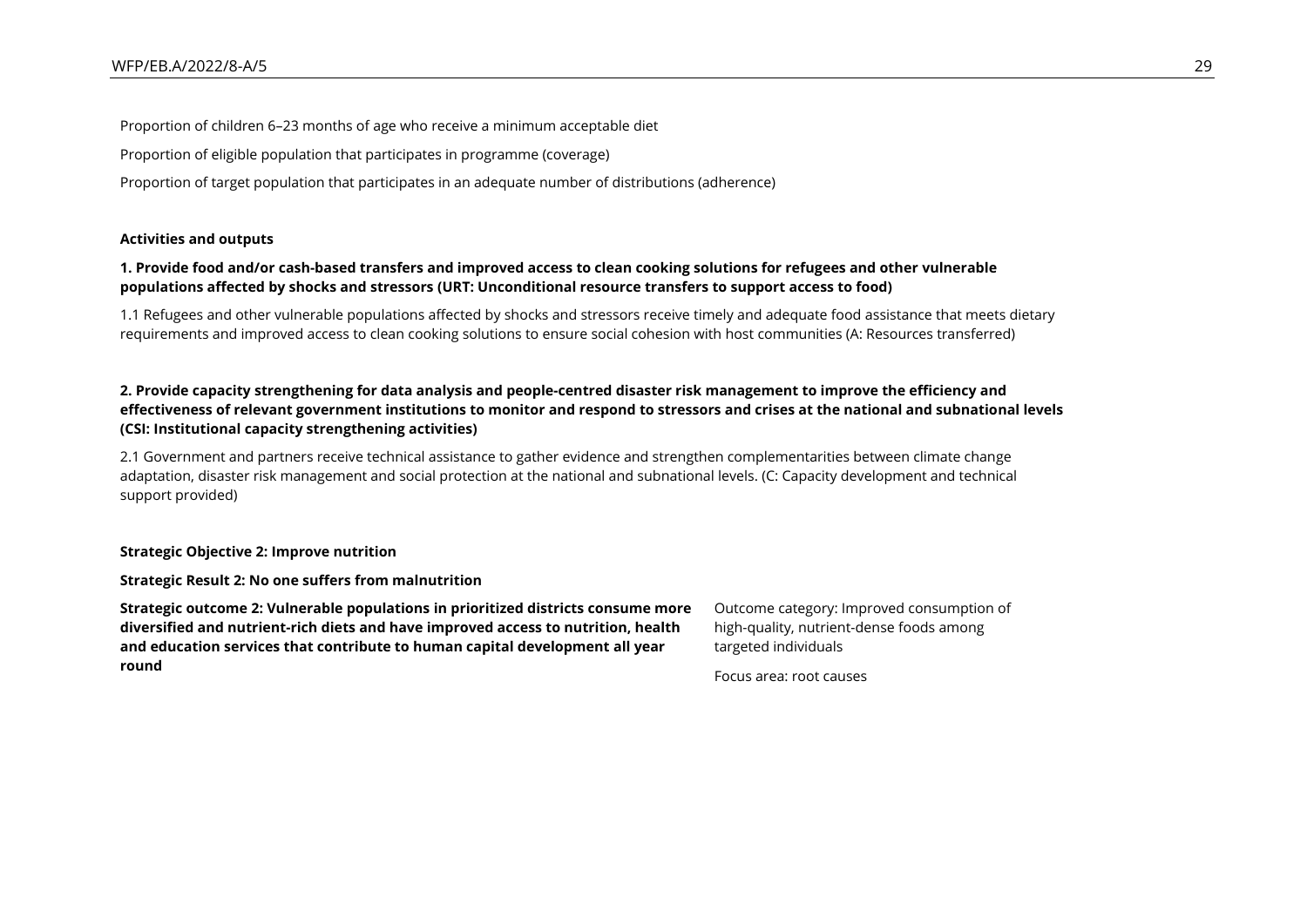Proportion of children 6–23 months of age who receive a minimum acceptable diet

Proportion of eligible population that participates in programme (coverage)

Proportion of target population that participates in an adequate number of distributions (adherence)

**Activities and outputs**

**1. Provide food and/or cash-based transfers and improved access to clean cooking solutions for refugees and other vulnerable populations affected by shocks and stressors (URT: Unconditional resource transfers to support access to food)**

1.1 Refugees and other vulnerable populations affected by shocks and stressors receive timely and adequate food assistance that meets dietary requirements and improved access to clean cooking solutions to ensure social cohesion with host communities (A: Resources transferred)

**2. Provide capacity strengthening for data analysis and people-centred disaster risk management to improve the efficiency and effectiveness of relevant government institutions to monitor and respond to stressors and crises at the national and subnational levels (CSI: Institutional capacity strengthening activities)**

2.1 Government and partners receive technical assistance to gather evidence and strengthen complementarities between climate change adaptation, disaster risk management and social protection at the national and subnational levels. (C: Capacity development and technical support provided)

**Strategic Objective 2: Improve nutrition**

**Strategic Result 2: No one suffers from malnutrition**

**Strategic outcome 2: Vulnerable populations in prioritized districts consume more diversified and nutrient-rich diets and have improved access to nutrition, health and education services that contribute to human capital development all year round**

Outcome category: Improved consumption of high-quality, nutrient-dense foods among targeted individuals

Focus area: root causes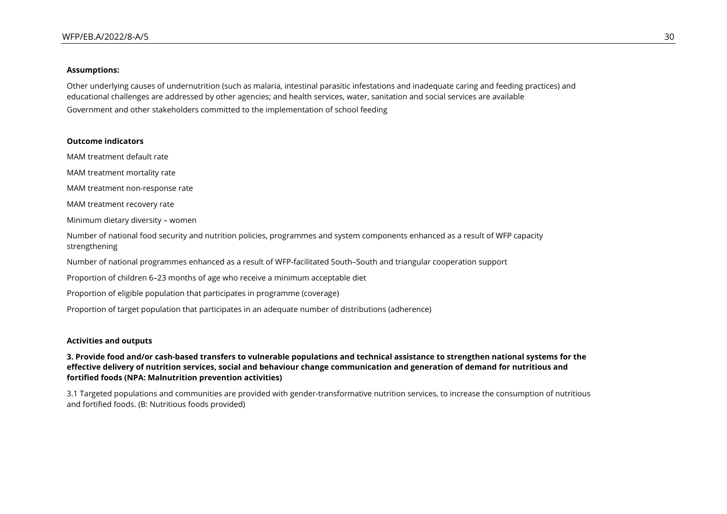**Assumptions:**

Other underlying causes of undernutrition (such as malaria, intestinal parasitic infestations and inadequate caring and feeding practices) and educational challenges are addressed by other agencies; and health services, water, sanitation and social services are available

Government and other stakeholders committed to the implementation of school feeding

**Outcome indicators**

MAM treatment default rate

MAM treatment mortality rate

MAM treatment non-response rate

MAM treatment recovery rate

Minimum dietary diversity – women

Number of national food security and nutrition policies, programmes and system components enhanced as a result of WFP capacity strengthening

Number of national programmes enhanced as a result of WFP-facilitated South–South and triangular cooperation support

Proportion of children 6–23 months of age who receive a minimum acceptable diet

Proportion of eligible population that participates in programme (coverage)

Proportion of target population that participates in an adequate number of distributions (adherence)

**Activities and outputs**

**3. Provide food and/or cash-based transfers to vulnerable populations and technical assistance to strengthen national systems for the effective delivery of nutrition services, social and behaviour change communication and generation of demand for nutritious and fortified foods (NPA: Malnutrition prevention activities)**

3.1 Targeted populations and communities are provided with gender-transformative nutrition services, to increase the consumption of nutritious and fortified foods. (B: Nutritious foods provided)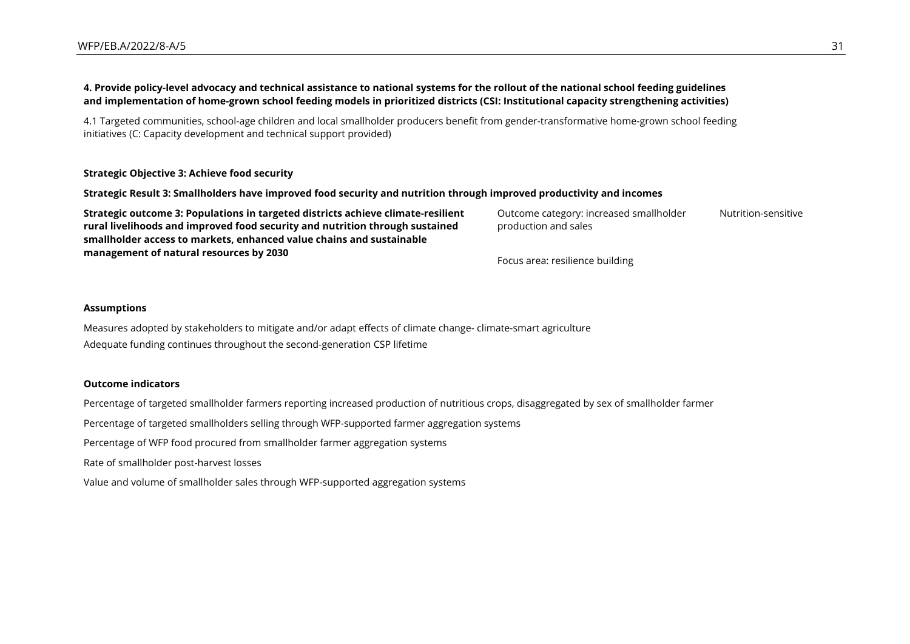**4. Provide policy-level advocacy and technical assistance to national systems for the rollout of the national school feeding guidelines and implementation of home-grown school feeding models in prioritized districts (CSI: Institutional capacity strengthening activities)**

4.1 Targeted communities, school-age children and local smallholder producers benefit from gender-transformative home-grown school feeding initiatives (C: Capacity development and technical support provided)

**Strategic Objective 3: Achieve food security**

**Strategic Result 3: Smallholders have improved food security and nutrition through improved productivity and incomes**

| | | |
|---|---|---|
| **Strategic outcome 3: Populations in targeted districts achieve climate-resilient rural livelihoods and improved food security and nutrition through sustained smallholder access to markets, enhanced value chains and sustainable management of natural resources by 2030** | Outcome category: increased smallholder production and sales<br><br>Focus area: resilience building | Nutrition-sensitive |

**Assumptions**

Measures adopted by stakeholders to mitigate and/or adapt effects of climate change- climate-smart agriculture

Adequate funding continues throughout the second-generation CSP lifetime

**Outcome indicators**

Percentage of targeted smallholder farmers reporting increased production of nutritious crops, disaggregated by sex of smallholder farmer

Percentage of targeted smallholders selling through WFP-supported farmer aggregation systems

Percentage of WFP food procured from smallholder farmer aggregation systems

Rate of smallholder post-harvest losses

Value and volume of smallholder sales through WFP-supported aggregation systems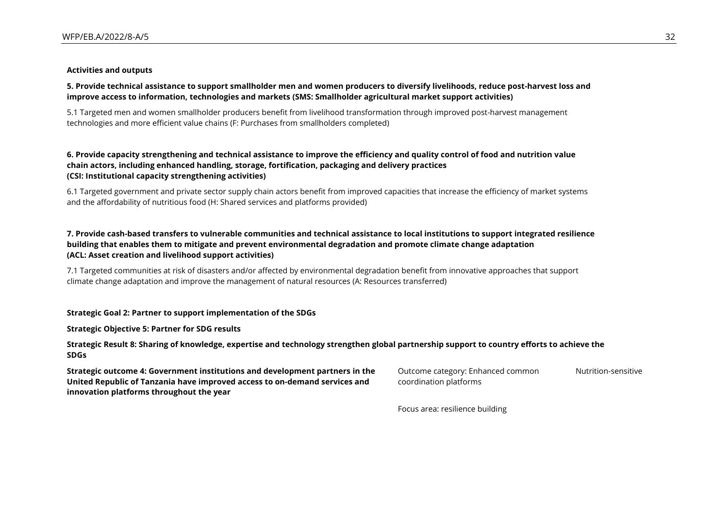**Activities and outputs**

**5. Provide technical assistance to support smallholder men and women producers to diversify livelihoods, reduce post-harvest loss and improve access to information, technologies and markets (SMS: Smallholder agricultural market support activities)**

5.1 Targeted men and women smallholder producers benefit from livelihood transformation through improved post-harvest management technologies and more efficient value chains (F: Purchases from smallholders completed)

**6. Provide capacity strengthening and technical assistance to improve the efficiency and quality control of food and nutrition value chain actors, including enhanced handling, storage, fortification, packaging and delivery practices (CSI: Institutional capacity strengthening activities)**

6.1 Targeted government and private sector supply chain actors benefit from improved capacities that increase the efficiency of market systems and the affordability of nutritious food (H: Shared services and platforms provided)

**7. Provide cash-based transfers to vulnerable communities and technical assistance to local institutions to support integrated resilience building that enables them to mitigate and prevent environmental degradation and promote climate change adaptation (ACL: Asset creation and livelihood support activities)**

7.1 Targeted communities at risk of disasters and/or affected by environmental degradation benefit from innovative approaches that support climate change adaptation and improve the management of natural resources (A: Resources transferred)

**Strategic Goal 2: Partner to support implementation of the SDGs**

**Strategic Objective 5: Partner for SDG results**

**Strategic Result 8: Sharing of knowledge, expertise and technology strengthen global partnership support to country efforts to achieve the SDGs**

| | | |
|---|---|---|
| **Strategic outcome 4: Government institutions and development partners in the United Republic of Tanzania have improved access to on-demand services and innovation platforms throughout the year** | Outcome category: Enhanced common coordination platforms | Nutrition-sensitive |
| | Focus area: resilience building | |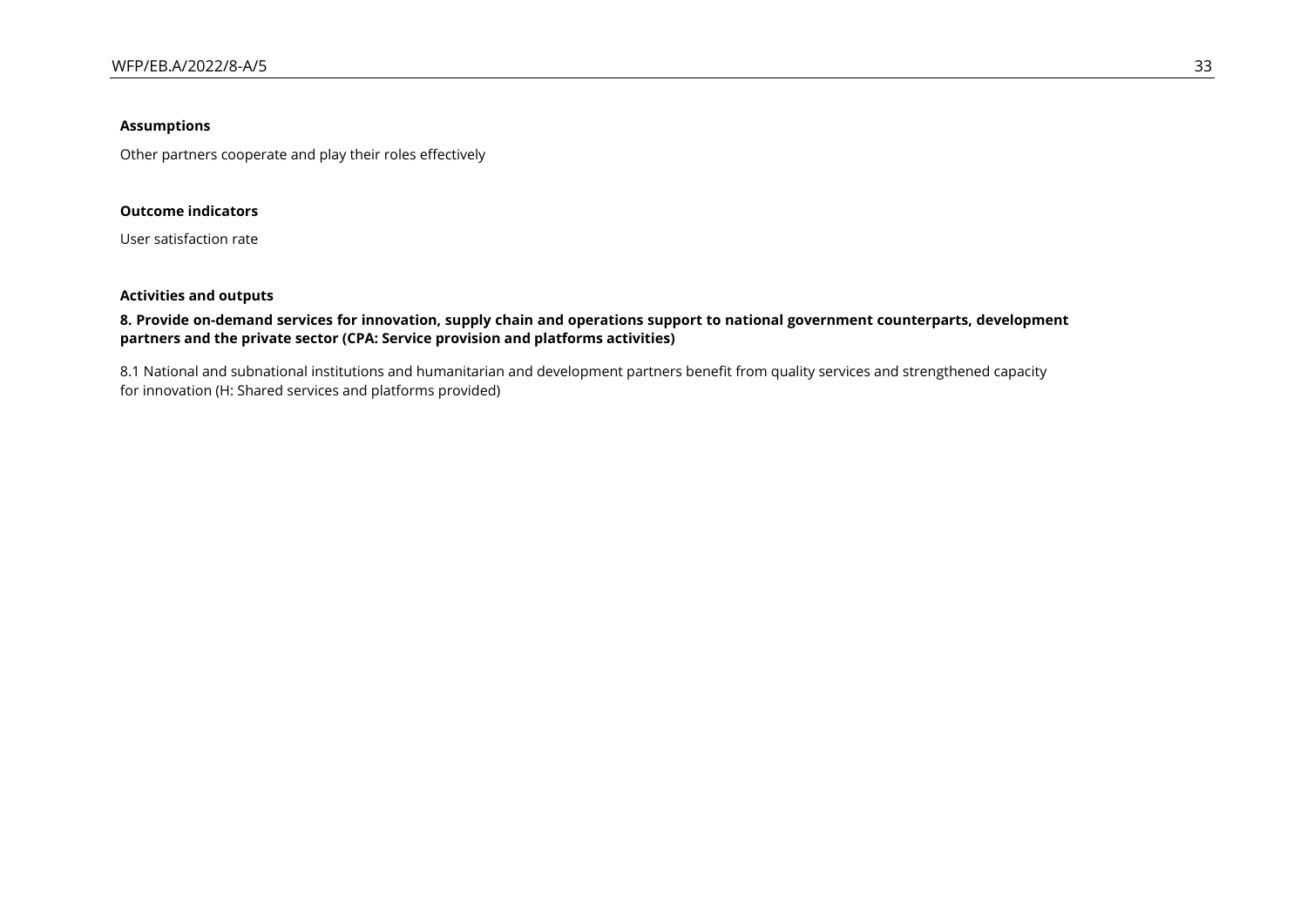**Assumptions**

Other partners cooperate and play their roles effectively

**Outcome indicators**

User satisfaction rate

**Activities and outputs**

**8. Provide on-demand services for innovation, supply chain and operations support to national government counterparts, development partners and the private sector (CPA: Service provision and platforms activities)**

8.1 National and subnational institutions and humanitarian and development partners benefit from quality services and strengthened capacity for innovation (H: Shared services and platforms provided)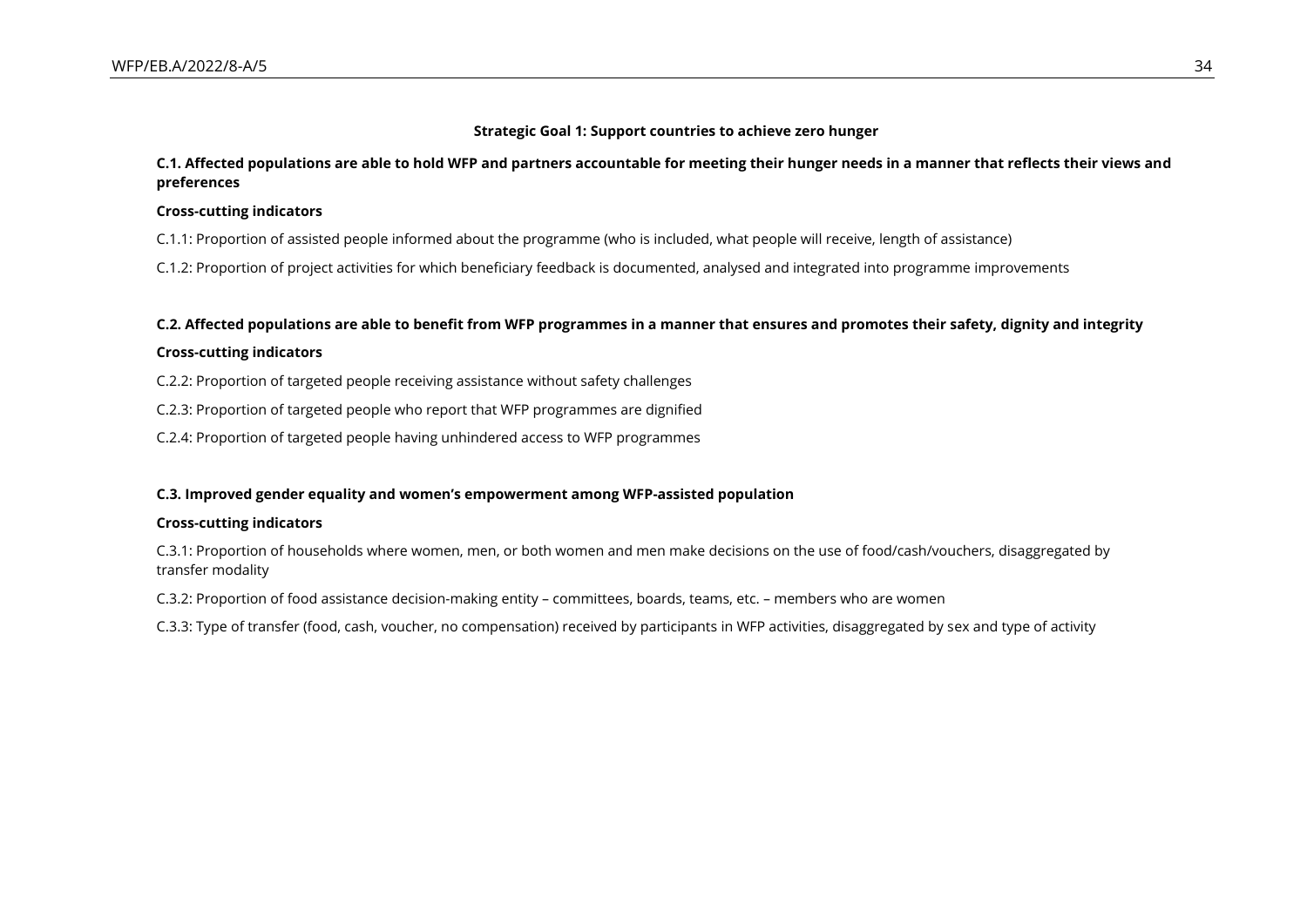**Strategic Goal 1: Support countries to achieve zero hunger**

**C.1. Affected populations are able to hold WFP and partners accountable for meeting their hunger needs in a manner that reflects their views and preferences**

**Cross-cutting indicators**

C.1.1: Proportion of assisted people informed about the programme (who is included, what people will receive, length of assistance)

C.1.2: Proportion of project activities for which beneficiary feedback is documented, analysed and integrated into programme improvements

**C.2. Affected populations are able to benefit from WFP programmes in a manner that ensures and promotes their safety, dignity and integrity**

**Cross-cutting indicators**

C.2.2: Proportion of targeted people receiving assistance without safety challenges

C.2.3: Proportion of targeted people who report that WFP programmes are dignified

C.2.4: Proportion of targeted people having unhindered access to WFP programmes

**C.3. Improved gender equality and women's empowerment among WFP-assisted population**

**Cross-cutting indicators**

C.3.1: Proportion of households where women, men, or both women and men make decisions on the use of food/cash/vouchers, disaggregated by transfer modality

C.3.2: Proportion of food assistance decision-making entity – committees, boards, teams, etc. – members who are women

C.3.3: Type of transfer (food, cash, voucher, no compensation) received by participants in WFP activities, disaggregated by sex and type of activity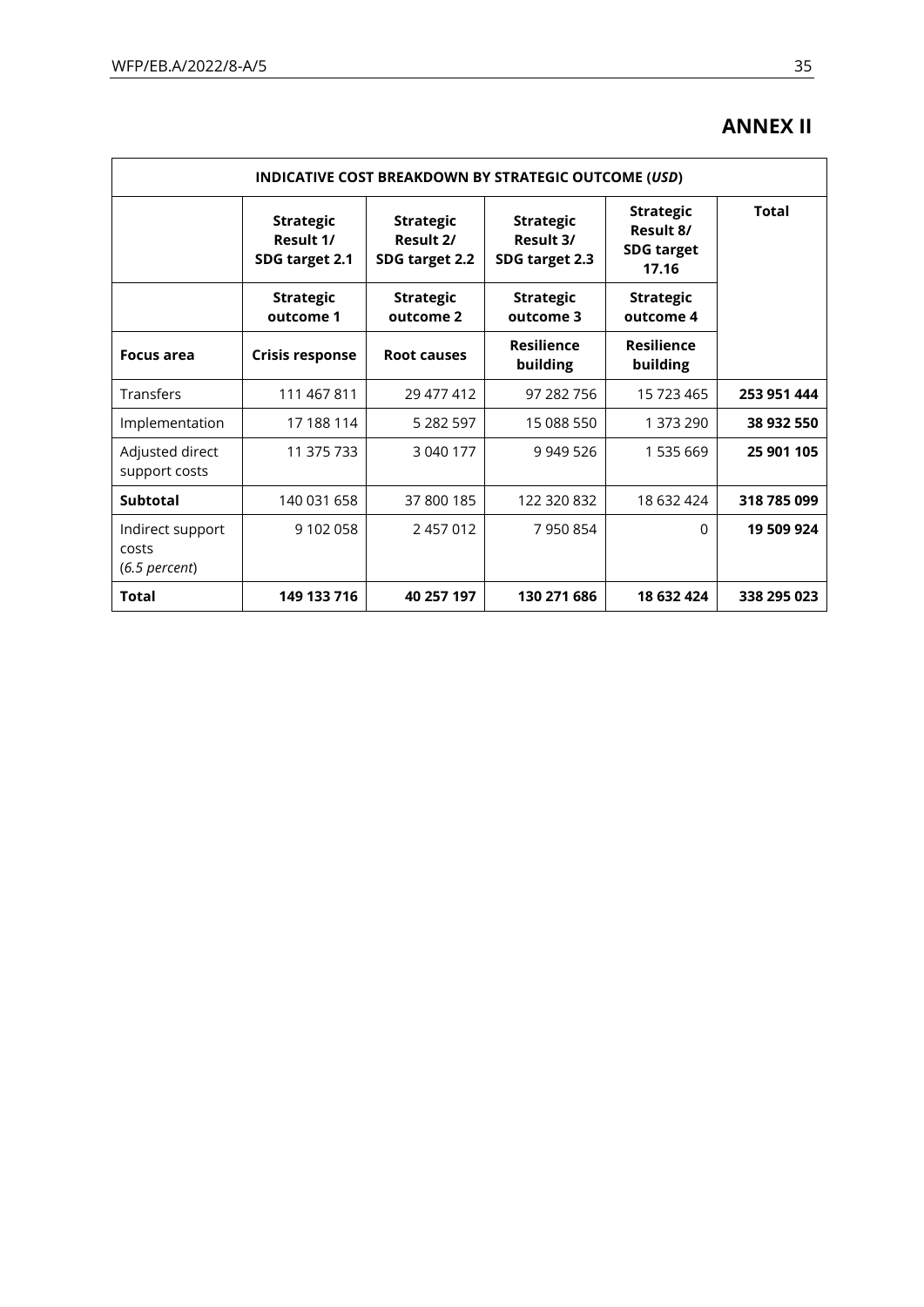## ANNEX II

| INDICATIVE COST BREAKDOWN BY STRATEGIC OUTCOME (*USD*) | | | | | |
|---|---|---|---|---|---|
| | **Strategic Result 1/ SDG target 2.1** | **Strategic Result 2/ SDG target 2.2** | **Strategic Result 3/ SDG target 2.3** | **Strategic Result 8/ SDG target 17.16** | **Total** |
| | **Strategic outcome 1** | **Strategic outcome 2** | **Strategic outcome 3** | **Strategic outcome 4** | |
| **Focus area** | **Crisis response** | **Root causes** | **Resilience building** | **Resilience building** | |
| Transfers | 111 467 811 | 29 477 412 | 97 282 756 | 15 723 465 | **253 951 444** |
| Implementation | 17 188 114 | 5 282 597 | 15 088 550 | 1 373 290 | **38 932 550** |
| Adjusted direct support costs | 11 375 733 | 3 040 177 | 9 949 526 | 1 535 669 | **25 901 105** |
| **Subtotal** | 140 031 658 | 37 800 185 | 122 320 832 | 18 632 424 | **318 785 099** |
| Indirect support costs (*6.5 percent*) | 9 102 058 | 2 457 012 | 7 950 854 | 0 | **19 509 924** |
| **Total** | **149 133 716** | **40 257 197** | **130 271 686** | **18 632 424** | **338 295 023** |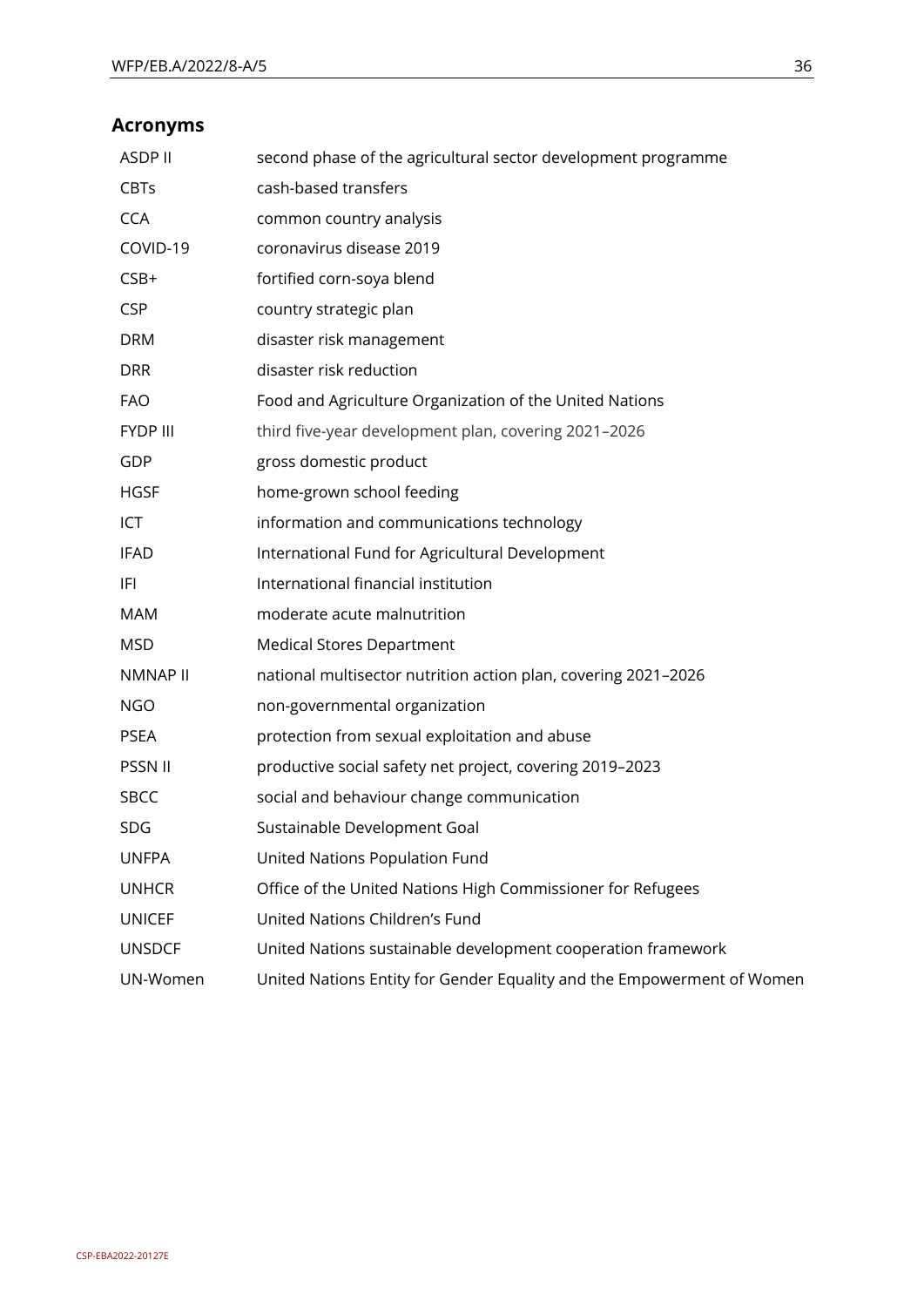## Acronyms

| | |
|---|---|
| ASDP II | second phase of the agricultural sector development programme |
| CBTs | cash-based transfers |
| CCA | common country analysis |
| COVID-19 | coronavirus disease 2019 |
| CSB+ | fortified corn-soya blend |
| CSP | country strategic plan |
| DRM | disaster risk management |
| DRR | disaster risk reduction |
| FAO | Food and Agriculture Organization of the United Nations |
| FYDP III | third five-year development plan, covering 2021–2026 |
| GDP | gross domestic product |
| HGSF | home-grown school feeding |
| ICT | information and communications technology |
| IFAD | International Fund for Agricultural Development |
| IFI | International financial institution |
| MAM | moderate acute malnutrition |
| MSD | Medical Stores Department |
| NMNAP II | national multisector nutrition action plan, covering 2021–2026 |
| NGO | non-governmental organization |
| PSEA | protection from sexual exploitation and abuse |
| PSSN II | productive social safety net project, covering 2019–2023 |
| SBCC | social and behaviour change communication |
| SDG | Sustainable Development Goal |
| UNFPA | United Nations Population Fund |
| UNHCR | Office of the United Nations High Commissioner for Refugees |
| UNICEF | United Nations Children's Fund |
| UNSDCF | United Nations sustainable development cooperation framework |
| UN-Women | United Nations Entity for Gender Equality and the Empowerment of Women |